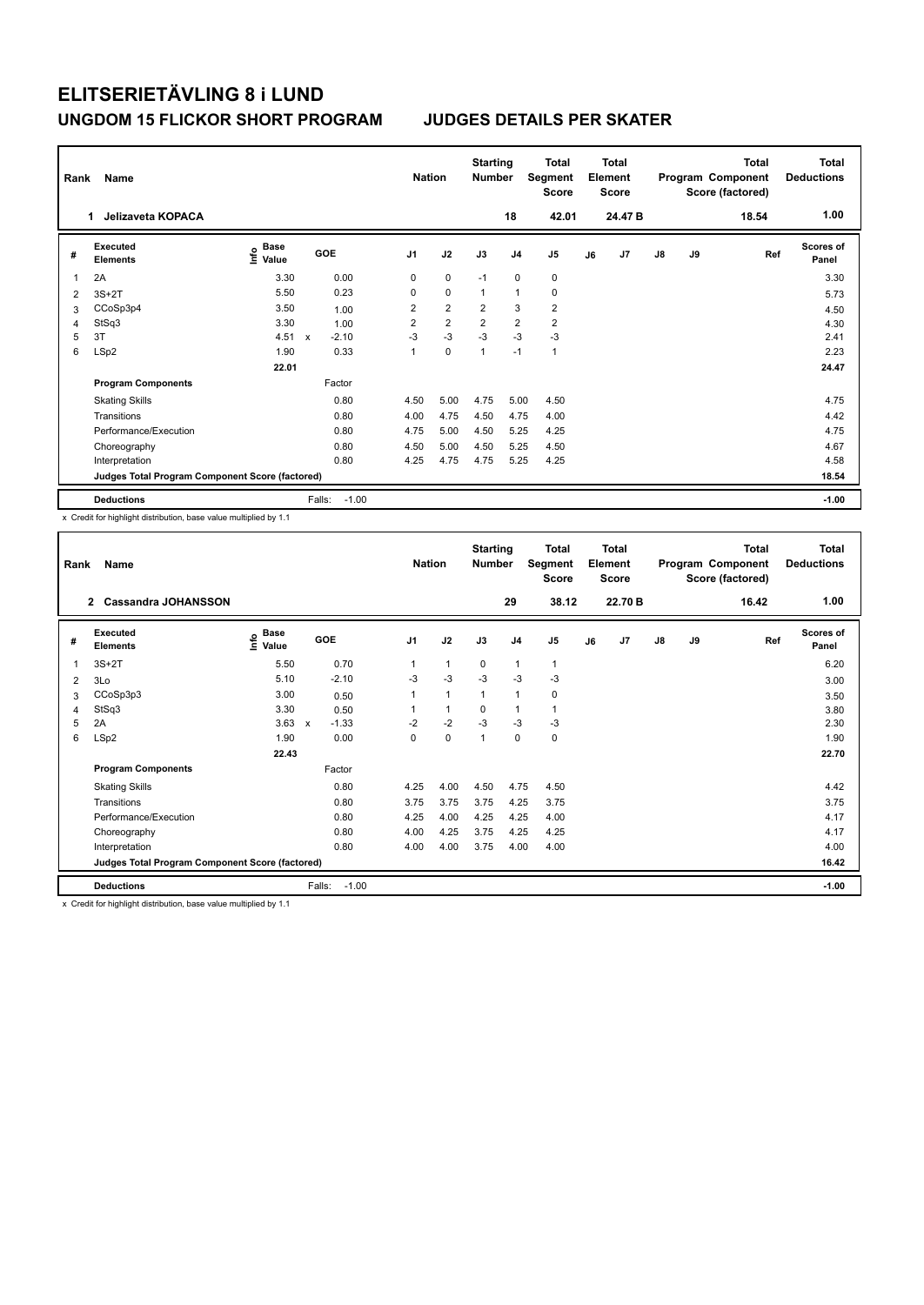# ELITSERIETÄVLING 8 i LUND

## UNGDOM 15 FLICKOR SHORT PROGRAM        JUDGES DETAILS PER SKATER

| Rank | Name | Nation | Starting Number | Total Segment Score | Total Element Score | Total Program Component Score (factored) | Total Deductions |
|---|---|---|---|---|---|---|---|
| 1 | Jelizaveta KOPACA | | 18 | 42.01 | 24.47 B | 18.54 | 1.00 |

| # | Executed Elements | Info | Base Value | | GOE | J1 | J2 | J3 | J4 | J5 | J6 | J7 | J8 | J9 | Ref | Scores of Panel |
|---|---|---|---|---|---|---|---|---|---|---|---|---|---|---|---|---|
| 1 | 2A | | 3.30 | | 0.00 | 0 | 0 | -1 | 0 | 0 | | | | | | 3.30 |
| 2 | 3S+2T | | 5.50 | | 0.23 | 0 | 0 | 1 | 1 | 0 | | | | | | 5.73 |
| 3 | CCoSp3p4 | | 3.50 | | 1.00 | 2 | 2 | 2 | 3 | 2 | | | | | | 4.50 |
| 4 | StSq3 | | 3.30 | | 1.00 | 2 | 2 | 2 | 2 | 2 | | | | | | 4.30 |
| 5 | 3T | | 4.51 | x | -2.10 | -3 | -3 | -3 | -3 | -3 | | | | | | 2.41 |
| 6 | LSp2 | | 1.90 | | 0.33 | 1 | 0 | 1 | -1 | 1 | | | | | | 2.23 |
| | | | 22.01 | | | | | | | | | | | | | 24.47 |
| | **Program Components** | | | | Factor | | | | | | | | | | | |
| | Skating Skills | | | | 0.80 | 4.50 | 5.00 | 4.75 | 5.00 | 4.50 | | | | | | 4.75 |
| | Transitions | | | | 0.80 | 4.00 | 4.75 | 4.50 | 4.75 | 4.00 | | | | | | 4.42 |
| | Performance/Execution | | | | 0.80 | 4.75 | 5.00 | 4.50 | 5.25 | 4.25 | | | | | | 4.75 |
| | Choreography | | | | 0.80 | 4.50 | 5.00 | 4.50 | 5.25 | 4.50 | | | | | | 4.67 |
| | Interpretation | | | | 0.80 | 4.25 | 4.75 | 4.75 | 5.25 | 4.25 | | | | | | 4.58 |
| | **Judges Total Program Component Score (factored)** | | | | | | | | | | | | | | | 18.54 |
| | **Deductions** | | | | Falls: -1.00 | | | | | | | | | | | -1.00 |

x Credit for highlight distribution, base value multiplied by 1.1

| Rank | Name | Nation | Starting Number | Total Segment Score | Total Element Score | Total Program Component Score (factored) | Total Deductions |
|---|---|---|---|---|---|---|---|
| 2 | Cassandra JOHANSSON | | 29 | 38.12 | 22.70 B | 16.42 | 1.00 |

| # | Executed Elements | Info | Base Value | | GOE | J1 | J2 | J3 | J4 | J5 | J6 | J7 | J8 | J9 | Ref | Scores of Panel |
|---|---|---|---|---|---|---|---|---|---|---|---|---|---|---|---|---|
| 1 | 3S+2T | | 5.50 | | 0.70 | 1 | 1 | 0 | 1 | 1 | | | | | | 6.20 |
| 2 | 3Lo | | 5.10 | | -2.10 | -3 | -3 | -3 | -3 | -3 | | | | | | 3.00 |
| 3 | CCoSp3p3 | | 3.00 | | 0.50 | 1 | 1 | 1 | 1 | 0 | | | | | | 3.50 |
| 4 | StSq3 | | 3.30 | | 0.50 | 1 | 1 | 0 | 1 | 1 | | | | | | 3.80 |
| 5 | 2A | | 3.63 | x | -1.33 | -2 | -2 | -3 | -3 | -3 | | | | | | 2.30 |
| 6 | LSp2 | | 1.90 | | 0.00 | 0 | 0 | 1 | 0 | 0 | | | | | | 1.90 |
| | | | 22.43 | | | | | | | | | | | | | 22.70 |
| | **Program Components** | | | | Factor | | | | | | | | | | | |
| | Skating Skills | | | | 0.80 | 4.25 | 4.00 | 4.50 | 4.75 | 4.50 | | | | | | 4.42 |
| | Transitions | | | | 0.80 | 3.75 | 3.75 | 3.75 | 4.25 | 3.75 | | | | | | 3.75 |
| | Performance/Execution | | | | 0.80 | 4.25 | 4.00 | 4.25 | 4.25 | 4.00 | | | | | | 4.17 |
| | Choreography | | | | 0.80 | 4.00 | 4.25 | 3.75 | 4.25 | 4.25 | | | | | | 4.17 |
| | Interpretation | | | | 0.80 | 4.00 | 4.00 | 3.75 | 4.00 | 4.00 | | | | | | 4.00 |
| | **Judges Total Program Component Score (factored)** | | | | | | | | | | | | | | | 16.42 |
| | **Deductions** | | | | Falls: -1.00 | | | | | | | | | | | -1.00 |

x Credit for highlight distribution, base value multiplied by 1.1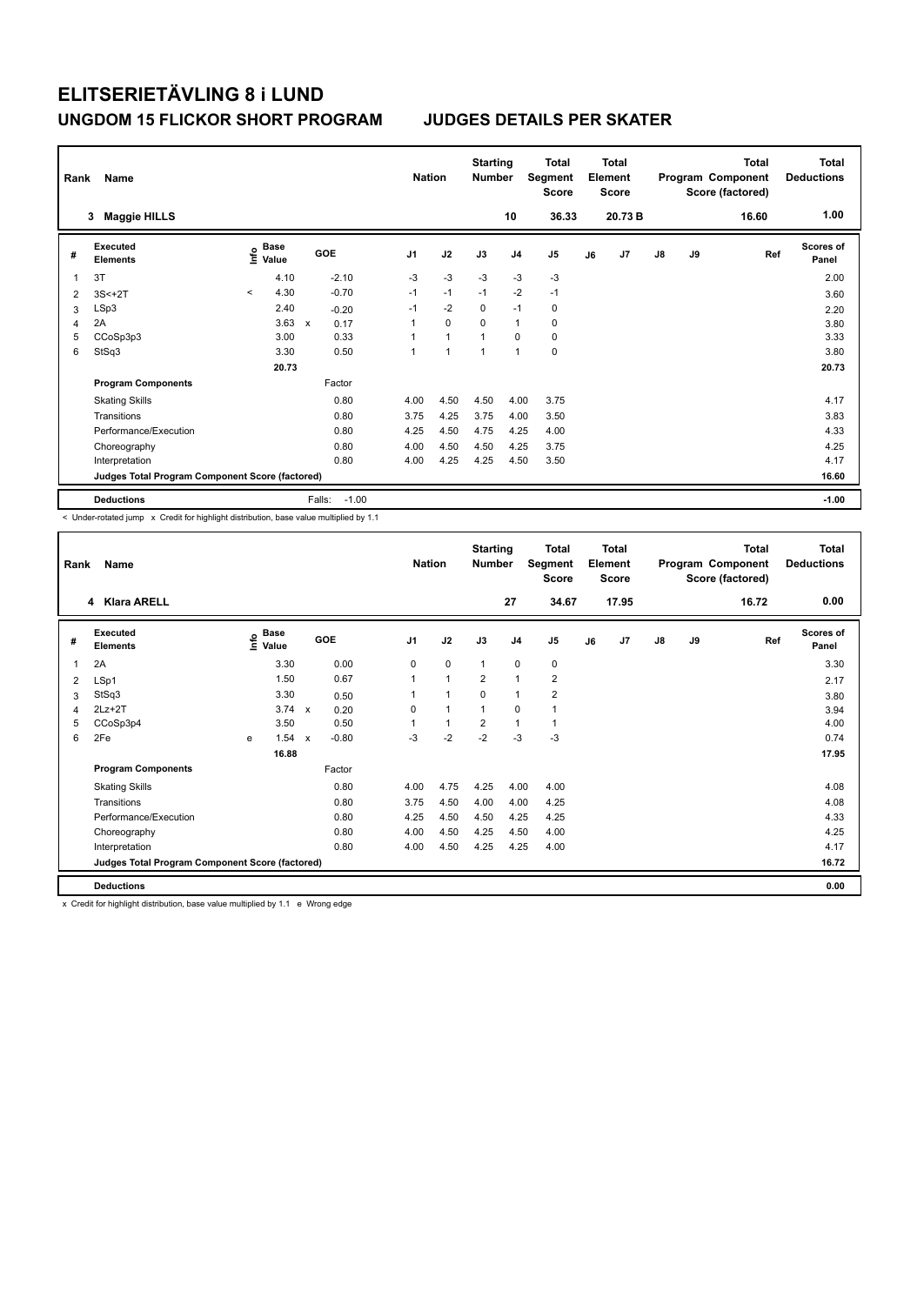# ELITSERIETÄVLING 8 i LUND

## UNGDOM 15 FLICKOR SHORT PROGRAM — JUDGES DETAILS PER SKATER

| Rank | Name | Nation | Starting Number | Total Segment Score | Total Element Score | Total Program Component Score (factored) | Total Deductions |
|---|---|---|---|---|---|---|---|
| 3 | Maggie HILLS | | 10 | 36.33 | 20.73 B | 16.60 | 1.00 |

| # | Executed Elements | Info | Base Value | | GOE | J1 | J2 | J3 | J4 | J5 | J6 | J7 | J8 | J9 | Ref | Scores of Panel |
|---|---|---|---|---|---|---|---|---|---|---|---|---|---|---|---|---|
| 1 | 3T | | 4.10 | | -2.10 | -3 | -3 | -3 | -3 | -3 | | | | | | 2.00 |
| 2 | 3S<+2T | < | 4.30 | | -0.70 | -1 | -1 | -1 | -2 | -1 | | | | | | 3.60 |
| 3 | LSp3 | | 2.40 | | -0.20 | -1 | -2 | 0 | -1 | 0 | | | | | | 2.20 |
| 4 | 2A | | 3.63 | x | 0.17 | 1 | 0 | 0 | 1 | 0 | | | | | | 3.80 |
| 5 | CCoSp3p3 | | 3.00 | | 0.33 | 1 | 1 | 1 | 0 | 0 | | | | | | 3.33 |
| 6 | StSq3 | | 3.30 | | 0.50 | 1 | 1 | 1 | 1 | 0 | | | | | | 3.80 |
| | | | 20.73 | | | | | | | | | | | | | 20.73 |
| | **Program Components** | | | | Factor | | | | | | | | | | | |
| | Skating Skills | | | | 0.80 | 4.00 | 4.50 | 4.50 | 4.00 | 3.75 | | | | | | 4.17 |
| | Transitions | | | | 0.80 | 3.75 | 4.25 | 3.75 | 4.00 | 3.50 | | | | | | 3.83 |
| | Performance/Execution | | | | 0.80 | 4.25 | 4.50 | 4.75 | 4.25 | 4.00 | | | | | | 4.33 |
| | Choreography | | | | 0.80 | 4.00 | 4.50 | 4.50 | 4.25 | 3.75 | | | | | | 4.25 |
| | Interpretation | | | | 0.80 | 4.00 | 4.25 | 4.25 | 4.50 | 3.50 | | | | | | 4.17 |
| | **Judges Total Program Component Score (factored)** | | | | | | | | | | | | | | | 16.60 |
| | **Deductions** | | | | Falls: -1.00 | | | | | | | | | | | -1.00 |

< Under-rotated jump x Credit for highlight distribution, base value multiplied by 1.1

| Rank | Name | Nation | Starting Number | Total Segment Score | Total Element Score | Total Program Component Score (factored) | Total Deductions |
|---|---|---|---|---|---|---|---|
| 4 | Klara ARELL | | 27 | 34.67 | 17.95 | 16.72 | 0.00 |

| # | Executed Elements | Info | Base Value | | GOE | J1 | J2 | J3 | J4 | J5 | J6 | J7 | J8 | J9 | Ref | Scores of Panel |
|---|---|---|---|---|---|---|---|---|---|---|---|---|---|---|---|---|
| 1 | 2A | | 3.30 | | 0.00 | 0 | 0 | 1 | 0 | 0 | | | | | | 3.30 |
| 2 | LSp1 | | 1.50 | | 0.67 | 1 | 1 | 2 | 1 | 2 | | | | | | 2.17 |
| 3 | StSq3 | | 3.30 | | 0.50 | 1 | 1 | 0 | 1 | 2 | | | | | | 3.80 |
| 4 | 2Lz+2T | | 3.74 | x | 0.20 | 0 | 1 | 1 | 0 | 1 | | | | | | 3.94 |
| 5 | CCoSp3p4 | | 3.50 | | 0.50 | 1 | 1 | 2 | 1 | 1 | | | | | | 4.00 |
| 6 | 2Fe | e | 1.54 | x | -0.80 | -3 | -2 | -2 | -3 | -3 | | | | | | 0.74 |
| | | | 16.88 | | | | | | | | | | | | | 17.95 |
| | **Program Components** | | | | Factor | | | | | | | | | | | |
| | Skating Skills | | | | 0.80 | 4.00 | 4.75 | 4.25 | 4.00 | 4.00 | | | | | | 4.08 |
| | Transitions | | | | 0.80 | 3.75 | 4.50 | 4.00 | 4.00 | 4.25 | | | | | | 4.08 |
| | Performance/Execution | | | | 0.80 | 4.25 | 4.50 | 4.50 | 4.25 | 4.25 | | | | | | 4.33 |
| | Choreography | | | | 0.80 | 4.00 | 4.50 | 4.25 | 4.50 | 4.00 | | | | | | 4.25 |
| | Interpretation | | | | 0.80 | 4.00 | 4.50 | 4.25 | 4.25 | 4.00 | | | | | | 4.17 |
| | **Judges Total Program Component Score (factored)** | | | | | | | | | | | | | | | 16.72 |
| | **Deductions** | | | | | | | | | | | | | | | 0.00 |

x Credit for highlight distribution, base value multiplied by 1.1 e Wrong edge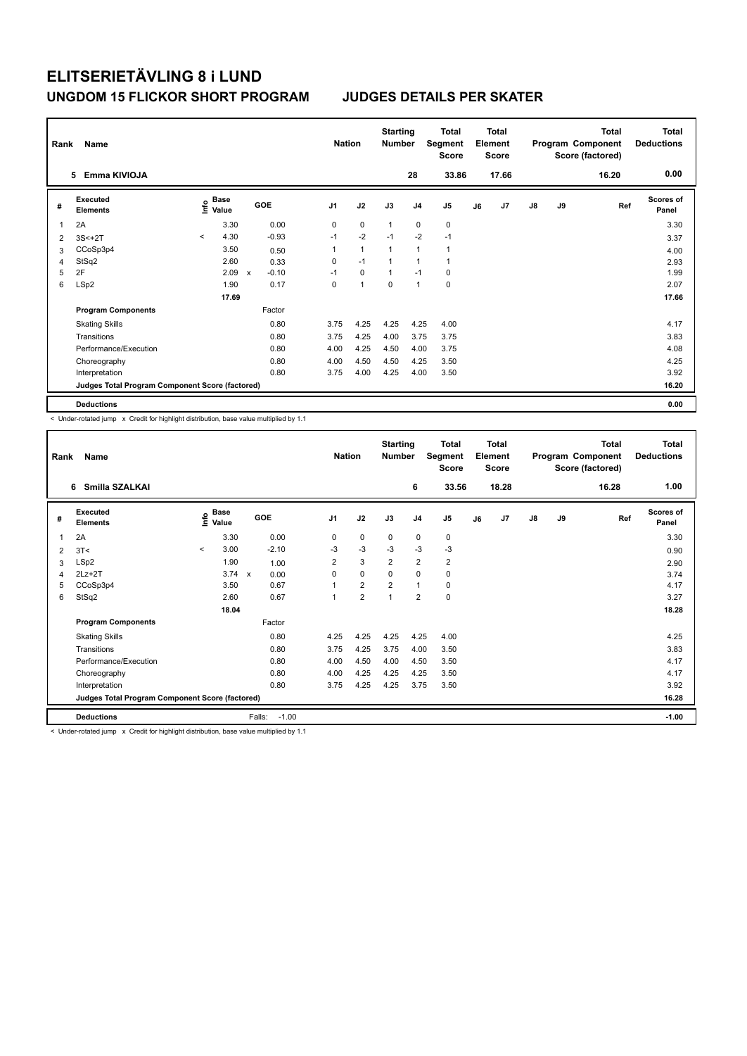# ELITSERIETÄVLING 8 i LUND

## UNGDOM 15 FLICKOR SHORT PROGRAM — JUDGES DETAILS PER SKATER

| Rank | Name | Nation | Starting Number | Total Segment Score | Total Element Score | Total Program Component Score (factored) | Total Deductions |
|---|---|---|---|---|---|---|---|
| 5 | Emma KIVIOJA | | 28 | 33.86 | 17.66 | 16.20 | 0.00 |

| # | Executed Elements | Info | Base Value | | GOE | J1 | J2 | J3 | J4 | J5 | J6 | J7 | J8 | J9 | Ref | Scores of Panel |
|---|---|---|---|---|---|---|---|---|---|---|---|---|---|---|---|---|
| 1 | 2A | | 3.30 | | 0.00 | 0 | 0 | 1 | 0 | 0 | | | | | | 3.30 |
| 2 | 3S<+2T | < | 4.30 | | -0.93 | -1 | -2 | -1 | -2 | -1 | | | | | | 3.37 |
| 3 | CCoSp3p4 | | 3.50 | | 0.50 | 1 | 1 | 1 | 1 | 1 | | | | | | 4.00 |
| 4 | StSq2 | | 2.60 | | 0.33 | 0 | -1 | 1 | 1 | 1 | | | | | | 2.93 |
| 5 | 2F | | 2.09 | x | -0.10 | -1 | 0 | 1 | -1 | 0 | | | | | | 1.99 |
| 6 | LSp2 | | 1.90 | | 0.17 | 0 | 1 | 0 | 1 | 0 | | | | | | 2.07 |
| | | | 17.69 | | | | | | | | | | | | | 17.66 |
| | **Program Components** | | | | Factor | | | | | | | | | | | |
| | Skating Skills | | | | 0.80 | 3.75 | 4.25 | 4.25 | 4.25 | 4.00 | | | | | | 4.17 |
| | Transitions | | | | 0.80 | 3.75 | 4.25 | 4.00 | 3.75 | 3.75 | | | | | | 3.83 |
| | Performance/Execution | | | | 0.80 | 4.00 | 4.25 | 4.50 | 4.00 | 3.75 | | | | | | 4.08 |
| | Choreography | | | | 0.80 | 4.00 | 4.50 | 4.50 | 4.25 | 3.50 | | | | | | 4.25 |
| | Interpretation | | | | 0.80 | 3.75 | 4.00 | 4.25 | 4.00 | 3.50 | | | | | | 3.92 |
| | **Judges Total Program Component Score (factored)** | | | | | | | | | | | | | | | 16.20 |
| | **Deductions** | | | | | | | | | | | | | | | 0.00 |

< Under-rotated jump x Credit for highlight distribution, base value multiplied by 1.1

| Rank | Name | Nation | Starting Number | Total Segment Score | Total Element Score | Total Program Component Score (factored) | Total Deductions |
|---|---|---|---|---|---|---|---|
| 6 | Smilla SZALKAI | | 6 | 33.56 | 18.28 | 16.28 | 1.00 |

| # | Executed Elements | Info | Base Value | | GOE | J1 | J2 | J3 | J4 | J5 | J6 | J7 | J8 | J9 | Ref | Scores of Panel |
|---|---|---|---|---|---|---|---|---|---|---|---|---|---|---|---|---|
| 1 | 2A | | 3.30 | | 0.00 | 0 | 0 | 0 | 0 | 0 | | | | | | 3.30 |
| 2 | 3T< | < | 3.00 | | -2.10 | -3 | -3 | -3 | -3 | -3 | | | | | | 0.90 |
| 3 | LSp2 | | 1.90 | | 1.00 | 2 | 3 | 2 | 2 | 2 | | | | | | 2.90 |
| 4 | 2Lz+2T | | 3.74 | x | 0.00 | 0 | 0 | 0 | 0 | 0 | | | | | | 3.74 |
| 5 | CCoSp3p4 | | 3.50 | | 0.67 | 1 | 2 | 2 | 1 | 0 | | | | | | 4.17 |
| 6 | StSq2 | | 2.60 | | 0.67 | 1 | 2 | 1 | 2 | 0 | | | | | | 3.27 |
| | | | 18.04 | | | | | | | | | | | | | 18.28 |
| | **Program Components** | | | | Factor | | | | | | | | | | | |
| | Skating Skills | | | | 0.80 | 4.25 | 4.25 | 4.25 | 4.25 | 4.00 | | | | | | 4.25 |
| | Transitions | | | | 0.80 | 3.75 | 4.25 | 3.75 | 4.00 | 3.50 | | | | | | 3.83 |
| | Performance/Execution | | | | 0.80 | 4.00 | 4.50 | 4.00 | 4.50 | 3.50 | | | | | | 4.17 |
| | Choreography | | | | 0.80 | 4.00 | 4.25 | 4.25 | 4.25 | 3.50 | | | | | | 4.17 |
| | Interpretation | | | | 0.80 | 3.75 | 4.25 | 4.25 | 3.75 | 3.50 | | | | | | 3.92 |
| | **Judges Total Program Component Score (factored)** | | | | | | | | | | | | | | | 16.28 |
| | **Deductions** | | | | Falls: -1.00 | | | | | | | | | | | -1.00 |

< Under-rotated jump x Credit for highlight distribution, base value multiplied by 1.1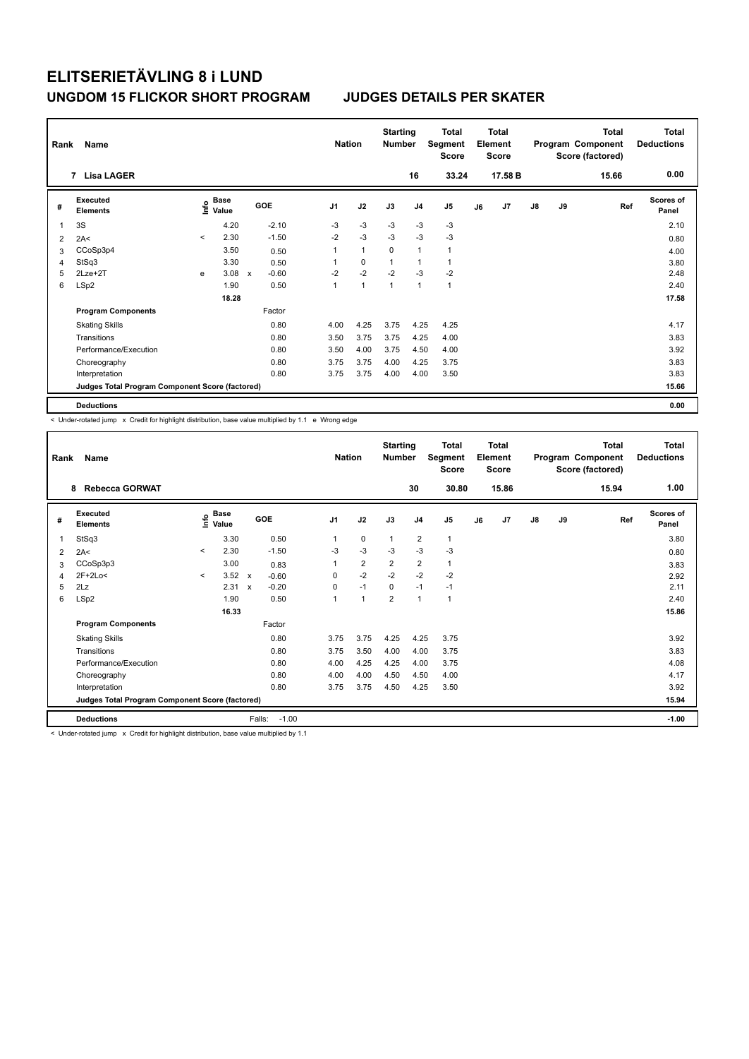# ELITSERIETÄVLING 8 i LUND

## UNGDOM 15 FLICKOR SHORT PROGRAM    JUDGES DETAILS PER SKATER

| Rank | Name | Nation | Starting Number | Total Segment Score | Total Element Score | Total Program Component Score (factored) | Total Deductions |
|---|---|---|---|---|---|---|---|
| 7 | Lisa LAGER | | 16 | 33.24 | 17.58 B | 15.66 | 0.00 |

| # | Executed Elements | Info | Base Value | | GOE | J1 | J2 | J3 | J4 | J5 | J6 | J7 | J8 | J9 | Ref | Scores of Panel |
|---|---|---|---|---|---|---|---|---|---|---|---|---|---|---|---|---|
| 1 | 3S | | 4.20 | | -2.10 | -3 | -3 | -3 | -3 | -3 | | | | | | 2.10 |
| 2 | 2A< | < | 2.30 | | -1.50 | -2 | -3 | -3 | -3 | -3 | | | | | | 0.80 |
| 3 | CCoSp3p4 | | 3.50 | | 0.50 | 1 | 1 | 0 | 1 | 1 | | | | | | 4.00 |
| 4 | StSq3 | | 3.30 | | 0.50 | 1 | 0 | 1 | 1 | 1 | | | | | | 3.80 |
| 5 | 2Lze+2T | e | 3.08 | x | -0.60 | -2 | -2 | -2 | -3 | -2 | | | | | | 2.48 |
| 6 | LSp2 | | 1.90 | | 0.50 | 1 | 1 | 1 | 1 | 1 | | | | | | 2.40 |
| | | | 18.28 | | | | | | | | | | | | | 17.58 |
| | **Program Components** | | | | Factor | | | | | | | | | | | |
| | Skating Skills | | | | 0.80 | 4.00 | 4.25 | 3.75 | 4.25 | 4.25 | | | | | | 4.17 |
| | Transitions | | | | 0.80 | 3.50 | 3.75 | 3.75 | 4.25 | 4.00 | | | | | | 3.83 |
| | Performance/Execution | | | | 0.80 | 3.50 | 4.00 | 3.75 | 4.50 | 4.00 | | | | | | 3.92 |
| | Choreography | | | | 0.80 | 3.75 | 3.75 | 4.00 | 4.25 | 3.75 | | | | | | 3.83 |
| | Interpretation | | | | 0.80 | 3.75 | 3.75 | 4.00 | 4.00 | 3.50 | | | | | | 3.83 |
| | **Judges Total Program Component Score (factored)** | | | | | | | | | | | | | | | 15.66 |
| | **Deductions** | | | | | | | | | | | | | | | 0.00 |

< Under-rotated jump x Credit for highlight distribution, base value multiplied by 1.1 e Wrong edge

| Rank | Name | Nation | Starting Number | Total Segment Score | Total Element Score | Total Program Component Score (factored) | Total Deductions |
|---|---|---|---|---|---|---|---|
| 8 | Rebecca GORWAT | | 30 | 30.80 | 15.86 | 15.94 | 1.00 |

| # | Executed Elements | Info | Base Value | | GOE | J1 | J2 | J3 | J4 | J5 | J6 | J7 | J8 | J9 | Ref | Scores of Panel |
|---|---|---|---|---|---|---|---|---|---|---|---|---|---|---|---|---|
| 1 | StSq3 | | 3.30 | | 0.50 | 1 | 0 | 1 | 2 | 1 | | | | | | 3.80 |
| 2 | 2A< | < | 2.30 | | -1.50 | -3 | -3 | -3 | -3 | -3 | | | | | | 0.80 |
| 3 | CCoSp3p3 | | 3.00 | | 0.83 | 1 | 2 | 2 | 2 | 1 | | | | | | 3.83 |
| 4 | 2F+2Lo< | < | 3.52 | x | -0.60 | 0 | -2 | -2 | -2 | -2 | | | | | | 2.92 |
| 5 | 2Lz | | 2.31 | x | -0.20 | 0 | -1 | 0 | -1 | -1 | | | | | | 2.11 |
| 6 | LSp2 | | 1.90 | | 0.50 | 1 | 1 | 2 | 1 | 1 | | | | | | 2.40 |
| | | | 16.33 | | | | | | | | | | | | | 15.86 |
| | **Program Components** | | | | Factor | | | | | | | | | | | |
| | Skating Skills | | | | 0.80 | 3.75 | 3.75 | 4.25 | 4.25 | 3.75 | | | | | | 3.92 |
| | Transitions | | | | 0.80 | 3.75 | 3.50 | 4.00 | 4.00 | 3.75 | | | | | | 3.83 |
| | Performance/Execution | | | | 0.80 | 4.00 | 4.25 | 4.25 | 4.00 | 3.75 | | | | | | 4.08 |
| | Choreography | | | | 0.80 | 4.00 | 4.00 | 4.50 | 4.50 | 4.00 | | | | | | 4.17 |
| | Interpretation | | | | 0.80 | 3.75 | 3.75 | 4.50 | 4.25 | 3.50 | | | | | | 3.92 |
| | **Judges Total Program Component Score (factored)** | | | | | | | | | | | | | | | 15.94 |
| | **Deductions** | | | Falls: | -1.00 | | | | | | | | | | | -1.00 |

< Under-rotated jump x Credit for highlight distribution, base value multiplied by 1.1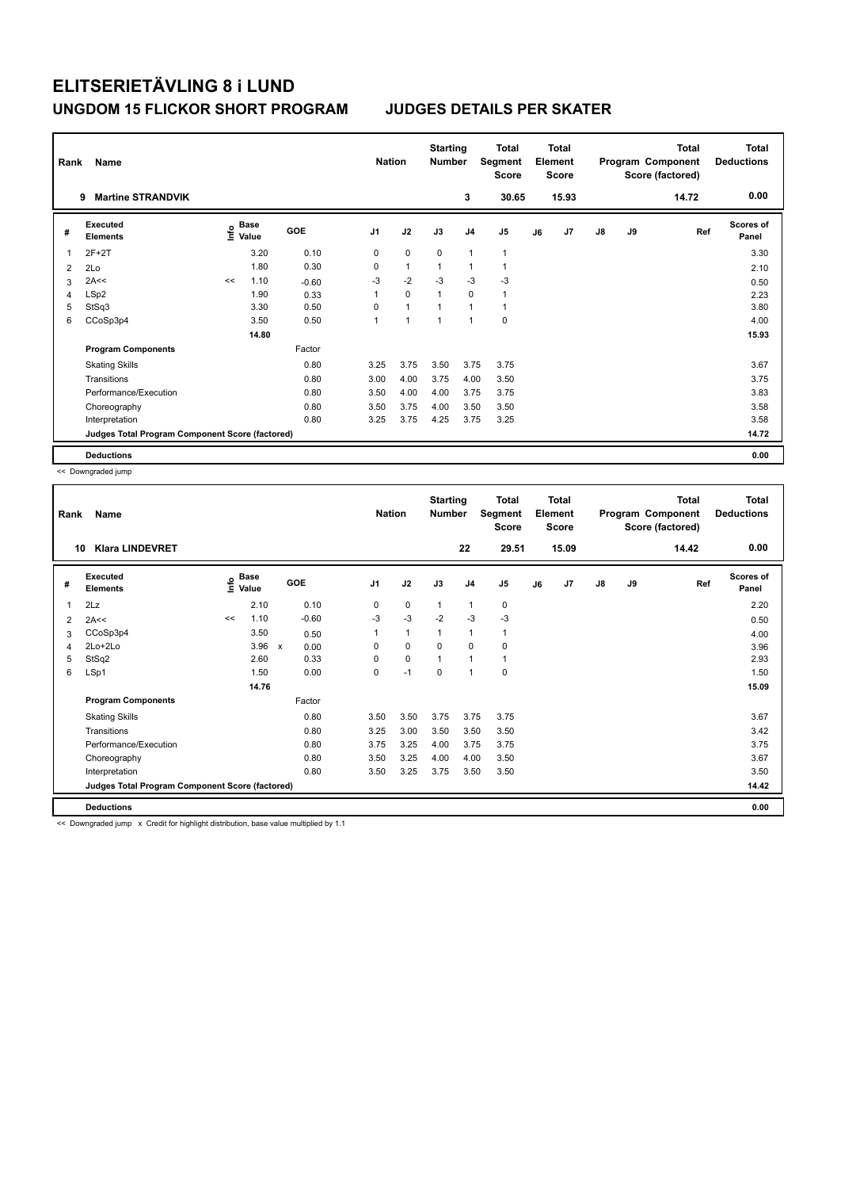# ELITSERIETÄVLING 8 i LUND

## UNGDOM 15 FLICKOR SHORT PROGRAM — JUDGES DETAILS PER SKATER

| Rank | Name | Nation | Starting Number | Total Segment Score | Total Element Score | Total Program Component Score (factored) | Total Deductions |
|---|---|---|---|---|---|---|---|
| 9 | Martine STRANDVIK | | 3 | 30.65 | 15.93 | 14.72 | 0.00 |

| # | Executed Elements | Info | Base Value | GOE | J1 | J2 | J3 | J4 | J5 | J6 | J7 | J8 | J9 | Ref | Scores of Panel |
|---|---|---|---|---|---|---|---|---|---|---|---|---|---|---|---|
| 1 | 2F+2T | | 3.20 | 0.10 | 0 | 0 | 0 | 1 | 1 | | | | | | 3.30 |
| 2 | 2Lo | | 1.80 | 0.30 | 0 | 1 | 1 | 1 | 1 | | | | | | 2.10 |
| 3 | 2A<< | << | 1.10 | -0.60 | -3 | -2 | -3 | -3 | -3 | | | | | | 0.50 |
| 4 | LSp2 | | 1.90 | 0.33 | 1 | 0 | 1 | 0 | 1 | | | | | | 2.23 |
| 5 | StSq3 | | 3.30 | 0.50 | 0 | 1 | 1 | 1 | 1 | | | | | | 3.80 |
| 6 | CCoSp3p4 | | 3.50 | 0.50 | 1 | 1 | 1 | 1 | 0 | | | | | | 4.00 |
| | | | 14.80 | | | | | | | | | | | | 15.93 |
| | **Program Components** | | | Factor | | | | | | | | | | | |
| | Skating Skills | | | 0.80 | 3.25 | 3.75 | 3.50 | 3.75 | 3.75 | | | | | | 3.67 |
| | Transitions | | | 0.80 | 3.00 | 4.00 | 3.75 | 4.00 | 3.50 | | | | | | 3.75 |
| | Performance/Execution | | | 0.80 | 3.50 | 4.00 | 4.00 | 3.75 | 3.75 | | | | | | 3.83 |
| | Choreography | | | 0.80 | 3.50 | 3.75 | 4.00 | 3.50 | 3.50 | | | | | | 3.58 |
| | Interpretation | | | 0.80 | 3.25 | 3.75 | 4.25 | 3.75 | 3.25 | | | | | | 3.58 |
| | **Judges Total Program Component Score (factored)** | | | | | | | | | | | | | | 14.72 |
| | **Deductions** | | | | | | | | | | | | | | 0.00 |

<< Downgraded jump

| Rank | Name | Nation | Starting Number | Total Segment Score | Total Element Score | Total Program Component Score (factored) | Total Deductions |
|---|---|---|---|---|---|---|---|
| 10 | Klara LINDEVRET | | 22 | 29.51 | 15.09 | 14.42 | 0.00 |

| # | Executed Elements | Info | Base Value | GOE | J1 | J2 | J3 | J4 | J5 | J6 | J7 | J8 | J9 | Ref | Scores of Panel |
|---|---|---|---|---|---|---|---|---|---|---|---|---|---|---|---|
| 1 | 2Lz | | 2.10 | 0.10 | 0 | 0 | 1 | 1 | 0 | | | | | | 2.20 |
| 2 | 2A<< | << | 1.10 | -0.60 | -3 | -3 | -2 | -3 | -3 | | | | | | 0.50 |
| 3 | CCoSp3p4 | | 3.50 | 0.50 | 1 | 1 | 1 | 1 | 1 | | | | | | 4.00 |
| 4 | 2Lo+2Lo | | 3.96 x | 0.00 | 0 | 0 | 0 | 0 | 0 | | | | | | 3.96 |
| 5 | StSq2 | | 2.60 | 0.33 | 0 | 0 | 1 | 1 | 1 | | | | | | 2.93 |
| 6 | LSp1 | | 1.50 | 0.00 | 0 | -1 | 0 | 1 | 0 | | | | | | 1.50 |
| | | | 14.76 | | | | | | | | | | | | 15.09 |
| | **Program Components** | | | Factor | | | | | | | | | | | |
| | Skating Skills | | | 0.80 | 3.50 | 3.50 | 3.75 | 3.75 | 3.75 | | | | | | 3.67 |
| | Transitions | | | 0.80 | 3.25 | 3.00 | 3.50 | 3.50 | 3.50 | | | | | | 3.42 |
| | Performance/Execution | | | 0.80 | 3.75 | 3.25 | 4.00 | 3.75 | 3.75 | | | | | | 3.75 |
| | Choreography | | | 0.80 | 3.50 | 3.25 | 4.00 | 4.00 | 3.50 | | | | | | 3.67 |
| | Interpretation | | | 0.80 | 3.50 | 3.25 | 3.75 | 3.50 | 3.50 | | | | | | 3.50 |
| | **Judges Total Program Component Score (factored)** | | | | | | | | | | | | | | 14.42 |
| | **Deductions** | | | | | | | | | | | | | | 0.00 |

<< Downgraded jump x Credit for highlight distribution, base value multiplied by 1.1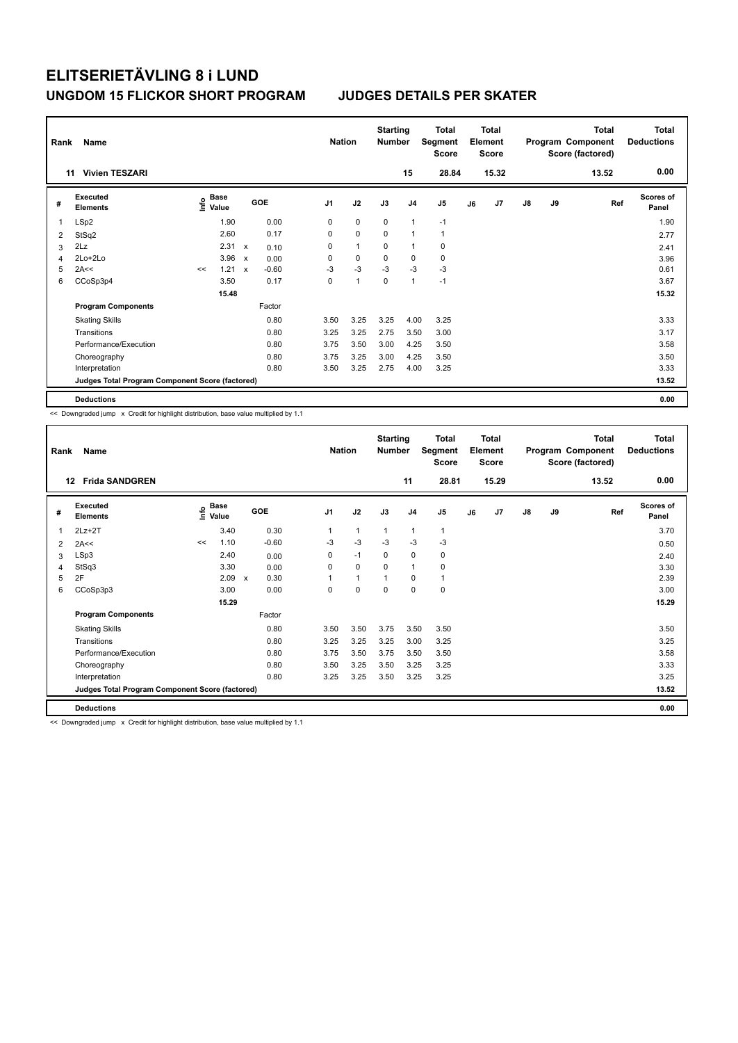# ELITSERIETÄVLING 8 i LUND

## UNGDOM 15 FLICKOR SHORT PROGRAM JUDGES DETAILS PER SKATER

| Rank | Name | Nation | Starting Number | Total Segment Score | Total Element Score | Total Program Component Score (factored) | Total Deductions |
|---|---|---|---|---|---|---|---|
| 11 | Vivien TESZARI | | 15 | 28.84 | 15.32 | 13.52 | 0.00 |

| # | Executed Elements | Info | Base Value | | GOE | J1 | J2 | J3 | J4 | J5 | J6 | J7 | J8 | J9 | Ref | Scores of Panel |
|---|---|---|---|---|---|---|---|---|---|---|---|---|---|---|---|---|
| 1 | LSp2 | | 1.90 | | 0.00 | 0 | 0 | 0 | 1 | -1 | | | | | | 1.90 |
| 2 | StSq2 | | 2.60 | | 0.17 | 0 | 0 | 0 | 1 | 1 | | | | | | 2.77 |
| 3 | 2Lz | | 2.31 | x | 0.10 | 0 | 1 | 0 | 1 | 0 | | | | | | 2.41 |
| 4 | 2Lo+2Lo | | 3.96 | x | 0.00 | 0 | 0 | 0 | 0 | 0 | | | | | | 3.96 |
| 5 | 2A<< | << | 1.21 | x | -0.60 | -3 | -3 | -3 | -3 | -3 | | | | | | 0.61 |
| 6 | CCoSp3p4 | | 3.50 | | 0.17 | 0 | 1 | 0 | 1 | -1 | | | | | | 3.67 |
| | | | 15.48 | | | | | | | | | | | | | 15.32 |
| | **Program Components** | | | | Factor | | | | | | | | | | | |
| | Skating Skills | | | | 0.80 | 3.50 | 3.25 | 3.25 | 4.00 | 3.25 | | | | | | 3.33 |
| | Transitions | | | | 0.80 | 3.25 | 3.25 | 2.75 | 3.50 | 3.00 | | | | | | 3.17 |
| | Performance/Execution | | | | 0.80 | 3.75 | 3.50 | 3.00 | 4.25 | 3.50 | | | | | | 3.58 |
| | Choreography | | | | 0.80 | 3.75 | 3.25 | 3.00 | 4.25 | 3.50 | | | | | | 3.50 |
| | Interpretation | | | | 0.80 | 3.50 | 3.25 | 2.75 | 4.00 | 3.25 | | | | | | 3.33 |
| | Judges Total Program Component Score (factored) | | | | | | | | | | | | | | | 13.52 |
| | **Deductions** | | | | | | | | | | | | | | | 0.00 |

<< Downgraded jump x Credit for highlight distribution, base value multiplied by 1.1

| Rank | Name | Nation | Starting Number | Total Segment Score | Total Element Score | Total Program Component Score (factored) | Total Deductions |
|---|---|---|---|---|---|---|---|
| 12 | Frida SANDGREN | | 11 | 28.81 | 15.29 | 13.52 | 0.00 |

| # | Executed Elements | Info | Base Value | | GOE | J1 | J2 | J3 | J4 | J5 | J6 | J7 | J8 | J9 | Ref | Scores of Panel |
|---|---|---|---|---|---|---|---|---|---|---|---|---|---|---|---|---|
| 1 | 2Lz+2T | | 3.40 | | 0.30 | 1 | 1 | 1 | 1 | 1 | | | | | | 3.70 |
| 2 | 2A<< | << | 1.10 | | -0.60 | -3 | -3 | -3 | -3 | -3 | | | | | | 0.50 |
| 3 | LSp3 | | 2.40 | | 0.00 | 0 | -1 | 0 | 0 | 0 | | | | | | 2.40 |
| 4 | StSq3 | | 3.30 | | 0.00 | 0 | 0 | 0 | 1 | 0 | | | | | | 3.30 |
| 5 | 2F | | 2.09 | x | 0.30 | 1 | 1 | 1 | 0 | 1 | | | | | | 2.39 |
| 6 | CCoSp3p3 | | 3.00 | | 0.00 | 0 | 0 | 0 | 0 | 0 | | | | | | 3.00 |
| | | | 15.29 | | | | | | | | | | | | | 15.29 |
| | **Program Components** | | | | Factor | | | | | | | | | | | |
| | Skating Skills | | | | 0.80 | 3.50 | 3.50 | 3.75 | 3.50 | 3.50 | | | | | | 3.50 |
| | Transitions | | | | 0.80 | 3.25 | 3.25 | 3.25 | 3.00 | 3.25 | | | | | | 3.25 |
| | Performance/Execution | | | | 0.80 | 3.75 | 3.50 | 3.75 | 3.50 | 3.50 | | | | | | 3.58 |
| | Choreography | | | | 0.80 | 3.50 | 3.25 | 3.50 | 3.25 | 3.25 | | | | | | 3.33 |
| | Interpretation | | | | 0.80 | 3.25 | 3.25 | 3.50 | 3.25 | 3.25 | | | | | | 3.25 |
| | Judges Total Program Component Score (factored) | | | | | | | | | | | | | | | 13.52 |
| | **Deductions** | | | | | | | | | | | | | | | 0.00 |

<< Downgraded jump x Credit for highlight distribution, base value multiplied by 1.1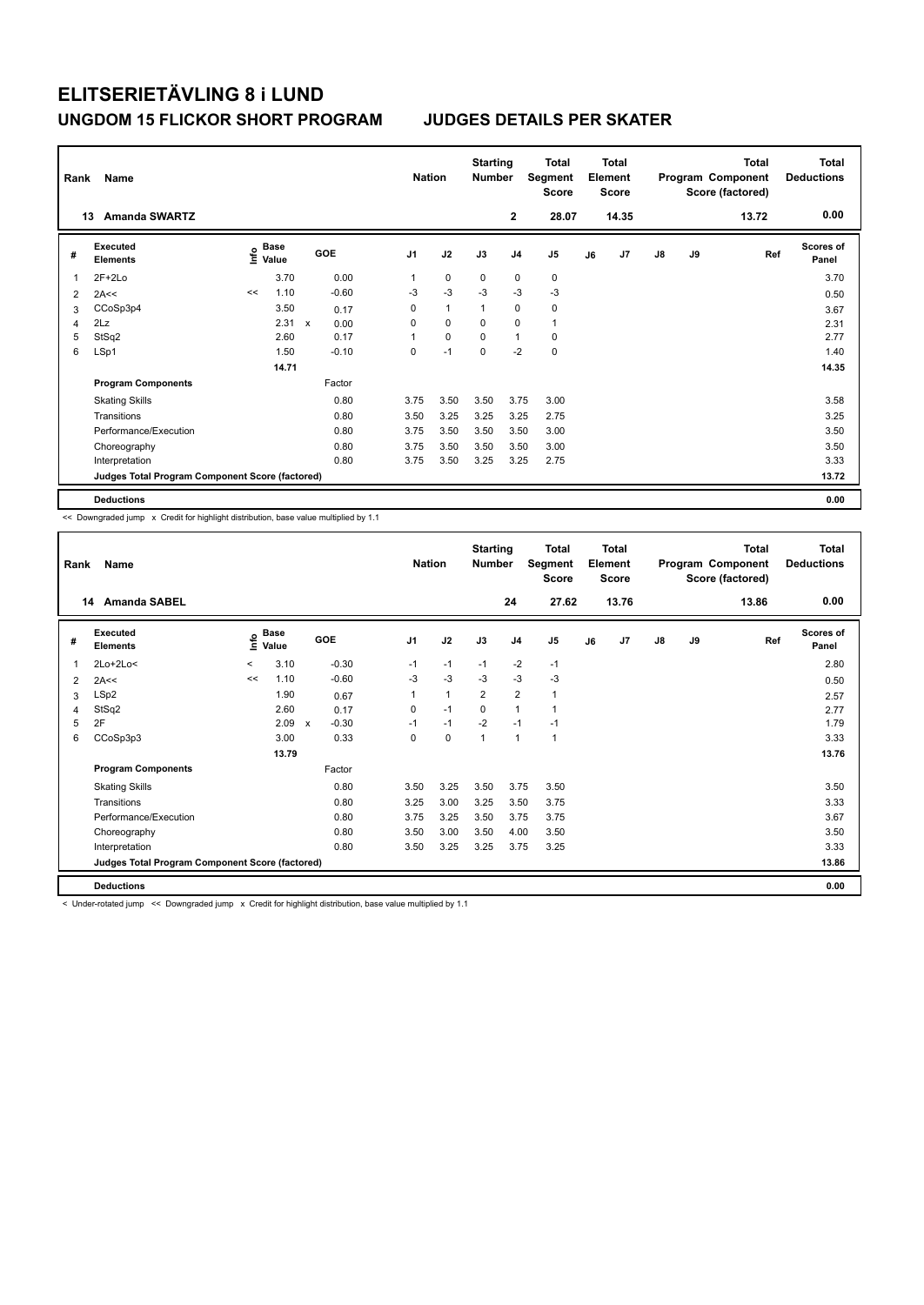# ELITSERIETÄVLING 8 i LUND

## UNGDOM 15 FLICKOR SHORT PROGRAM — JUDGES DETAILS PER SKATER

| Rank | Name | Nation | Starting Number | Total Segment Score | Total Element Score | Total Program Component Score (factored) | Total Deductions |
|---|---|---|---|---|---|---|---|
| 13 | Amanda SWARTZ | | 2 | 28.07 | 14.35 | 13.72 | 0.00 |

| # | Executed Elements | Info | Base Value | | GOE | J1 | J2 | J3 | J4 | J5 | J6 | J7 | J8 | J9 | Ref | Scores of Panel |
|---|---|---|---|---|---|---|---|---|---|---|---|---|---|---|---|---|
| 1 | 2F+2Lo | | 3.70 | | 0.00 | 1 | 0 | 0 | 0 | 0 | | | | | | 3.70 |
| 2 | 2A<< | << | 1.10 | | -0.60 | -3 | -3 | -3 | -3 | -3 | | | | | | 0.50 |
| 3 | CCoSp3p4 | | 3.50 | | 0.17 | 0 | 1 | 1 | 0 | 0 | | | | | | 3.67 |
| 4 | 2Lz | | 2.31 | x | 0.00 | 0 | 0 | 0 | 0 | 1 | | | | | | 2.31 |
| 5 | StSq2 | | 2.60 | | 0.17 | 1 | 0 | 0 | 1 | 0 | | | | | | 2.77 |
| 6 | LSp1 | | 1.50 | | -0.10 | 0 | -1 | 0 | -2 | 0 | | | | | | 1.40 |
| | | | 14.71 | | | | | | | | | | | | | 14.35 |
| | **Program Components** | | | | Factor | | | | | | | | | | | |
| | Skating Skills | | | | 0.80 | 3.75 | 3.50 | 3.50 | 3.75 | 3.00 | | | | | | 3.58 |
| | Transitions | | | | 0.80 | 3.50 | 3.25 | 3.25 | 3.25 | 2.75 | | | | | | 3.25 |
| | Performance/Execution | | | | 0.80 | 3.75 | 3.50 | 3.50 | 3.50 | 3.00 | | | | | | 3.50 |
| | Choreography | | | | 0.80 | 3.75 | 3.50 | 3.50 | 3.50 | 3.00 | | | | | | 3.50 |
| | Interpretation | | | | 0.80 | 3.75 | 3.50 | 3.25 | 3.25 | 2.75 | | | | | | 3.33 |
| | **Judges Total Program Component Score (factored)** | | | | | | | | | | | | | | | 13.72 |
| | **Deductions** | | | | | | | | | | | | | | | 0.00 |

<< Downgraded jump x Credit for highlight distribution, base value multiplied by 1.1

| Rank | Name | Nation | Starting Number | Total Segment Score | Total Element Score | Total Program Component Score (factored) | Total Deductions |
|---|---|---|---|---|---|---|---|
| 14 | Amanda SABEL | | 24 | 27.62 | 13.76 | 13.86 | 0.00 |

| # | Executed Elements | Info | Base Value | | GOE | J1 | J2 | J3 | J4 | J5 | J6 | J7 | J8 | J9 | Ref | Scores of Panel |
|---|---|---|---|---|---|---|---|---|---|---|---|---|---|---|---|---|
| 1 | 2Lo+2Lo< | < | 3.10 | | -0.30 | -1 | -1 | -1 | -2 | -1 | | | | | | 2.80 |
| 2 | 2A<< | << | 1.10 | | -0.60 | -3 | -3 | -3 | -3 | -3 | | | | | | 0.50 |
| 3 | LSp2 | | 1.90 | | 0.67 | 1 | 1 | 2 | 2 | 1 | | | | | | 2.57 |
| 4 | StSq2 | | 2.60 | | 0.17 | 0 | -1 | 0 | 1 | 1 | | | | | | 2.77 |
| 5 | 2F | | 2.09 | x | -0.30 | -1 | -1 | -2 | -1 | -1 | | | | | | 1.79 |
| 6 | CCoSp3p3 | | 3.00 | | 0.33 | 0 | 0 | 1 | 1 | 1 | | | | | | 3.33 |
| | | | 13.79 | | | | | | | | | | | | | 13.76 |
| | **Program Components** | | | | Factor | | | | | | | | | | | |
| | Skating Skills | | | | 0.80 | 3.50 | 3.25 | 3.50 | 3.75 | 3.50 | | | | | | 3.50 |
| | Transitions | | | | 0.80 | 3.25 | 3.00 | 3.25 | 3.50 | 3.75 | | | | | | 3.33 |
| | Performance/Execution | | | | 0.80 | 3.75 | 3.25 | 3.50 | 3.75 | 3.75 | | | | | | 3.67 |
| | Choreography | | | | 0.80 | 3.50 | 3.00 | 3.50 | 4.00 | 3.50 | | | | | | 3.50 |
| | Interpretation | | | | 0.80 | 3.50 | 3.25 | 3.25 | 3.75 | 3.25 | | | | | | 3.33 |
| | **Judges Total Program Component Score (factored)** | | | | | | | | | | | | | | | 13.86 |
| | **Deductions** | | | | | | | | | | | | | | | 0.00 |

< Under-rotated jump << Downgraded jump x Credit for highlight distribution, base value multiplied by 1.1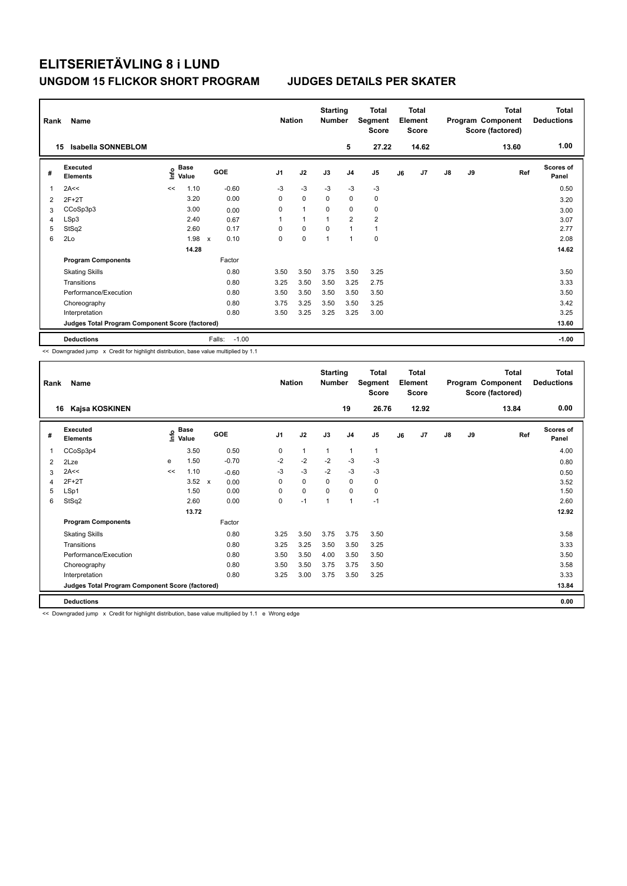# ELITSERIETÄVLING 8 i LUND

## UNGDOM 15 FLICKOR SHORT PROGRAM — JUDGES DETAILS PER SKATER

| Rank | Name | Nation | Starting Number | Total Segment Score | Total Element Score | Total Program Component Score (factored) | Total Deductions |
|---|---|---|---|---|---|---|---|
| 15 | Isabella SONNEBLOM | | 5 | 27.22 | 14.62 | 13.60 | 1.00 |

| # | Executed Elements | Info | Base Value | | GOE | J1 | J2 | J3 | J4 | J5 | J6 | J7 | J8 | J9 | Ref | Scores of Panel |
|---|---|---|---|---|---|---|---|---|---|---|---|---|---|---|---|---|
| 1 | 2A<< | << | 1.10 | | -0.60 | -3 | -3 | -3 | -3 | -3 | | | | | | 0.50 |
| 2 | 2F+2T | | 3.20 | | 0.00 | 0 | 0 | 0 | 0 | 0 | | | | | | 3.20 |
| 3 | CCoSp3p3 | | 3.00 | | 0.00 | 0 | 1 | 0 | 0 | 0 | | | | | | 3.00 |
| 4 | LSp3 | | 2.40 | | 0.67 | 1 | 1 | 1 | 2 | 2 | | | | | | 3.07 |
| 5 | StSq2 | | 2.60 | | 0.17 | 0 | 0 | 0 | 1 | 1 | | | | | | 2.77 |
| 6 | 2Lo | | 1.98 | x | 0.10 | 0 | 0 | 1 | 1 | 0 | | | | | | 2.08 |
| | | | 14.28 | | | | | | | | | | | | | 14.62 |
| | **Program Components** | | | | Factor | | | | | | | | | | | |
| | Skating Skills | | | | 0.80 | 3.50 | 3.50 | 3.75 | 3.50 | 3.25 | | | | | | 3.50 |
| | Transitions | | | | 0.80 | 3.25 | 3.50 | 3.50 | 3.25 | 2.75 | | | | | | 3.33 |
| | Performance/Execution | | | | 0.80 | 3.50 | 3.50 | 3.50 | 3.50 | 3.50 | | | | | | 3.50 |
| | Choreography | | | | 0.80 | 3.75 | 3.25 | 3.50 | 3.50 | 3.25 | | | | | | 3.42 |
| | Interpretation | | | | 0.80 | 3.50 | 3.25 | 3.25 | 3.25 | 3.00 | | | | | | 3.25 |
| | **Judges Total Program Component Score (factored)** | | | | | | | | | | | | | | | 13.60 |
| | **Deductions** | | | | Falls: -1.00 | | | | | | | | | | | -1.00 |

<< Downgraded jump x Credit for highlight distribution, base value multiplied by 1.1

| Rank | Name | Nation | Starting Number | Total Segment Score | Total Element Score | Total Program Component Score (factored) | Total Deductions |
|---|---|---|---|---|---|---|---|
| 16 | Kajsa KOSKINEN | | 19 | 26.76 | 12.92 | 13.84 | 0.00 |

| # | Executed Elements | Info | Base Value | | GOE | J1 | J2 | J3 | J4 | J5 | J6 | J7 | J8 | J9 | Ref | Scores of Panel |
|---|---|---|---|---|---|---|---|---|---|---|---|---|---|---|---|---|
| 1 | CCoSp3p4 | | 3.50 | | 0.50 | 0 | 1 | 1 | 1 | 1 | | | | | | 4.00 |
| 2 | 2Lze | e | 1.50 | | -0.70 | -2 | -2 | -2 | -3 | -3 | | | | | | 0.80 |
| 3 | 2A<< | << | 1.10 | | -0.60 | -3 | -3 | -2 | -3 | -3 | | | | | | 0.50 |
| 4 | 2F+2T | | 3.52 | x | 0.00 | 0 | 0 | 0 | 0 | 0 | | | | | | 3.52 |
| 5 | LSp1 | | 1.50 | | 0.00 | 0 | 0 | 0 | 0 | 0 | | | | | | 1.50 |
| 6 | StSq2 | | 2.60 | | 0.00 | 0 | -1 | 1 | 1 | -1 | | | | | | 2.60 |
| | | | 13.72 | | | | | | | | | | | | | 12.92 |
| | **Program Components** | | | | Factor | | | | | | | | | | | |
| | Skating Skills | | | | 0.80 | 3.25 | 3.50 | 3.75 | 3.75 | 3.50 | | | | | | 3.58 |
| | Transitions | | | | 0.80 | 3.25 | 3.25 | 3.50 | 3.50 | 3.25 | | | | | | 3.33 |
| | Performance/Execution | | | | 0.80 | 3.50 | 3.50 | 4.00 | 3.50 | 3.50 | | | | | | 3.50 |
| | Choreography | | | | 0.80 | 3.50 | 3.50 | 3.75 | 3.75 | 3.50 | | | | | | 3.58 |
| | Interpretation | | | | 0.80 | 3.25 | 3.00 | 3.75 | 3.50 | 3.25 | | | | | | 3.33 |
| | **Judges Total Program Component Score (factored)** | | | | | | | | | | | | | | | 13.84 |
| | **Deductions** | | | | | | | | | | | | | | | 0.00 |

<< Downgraded jump x Credit for highlight distribution, base value multiplied by 1.1 e Wrong edge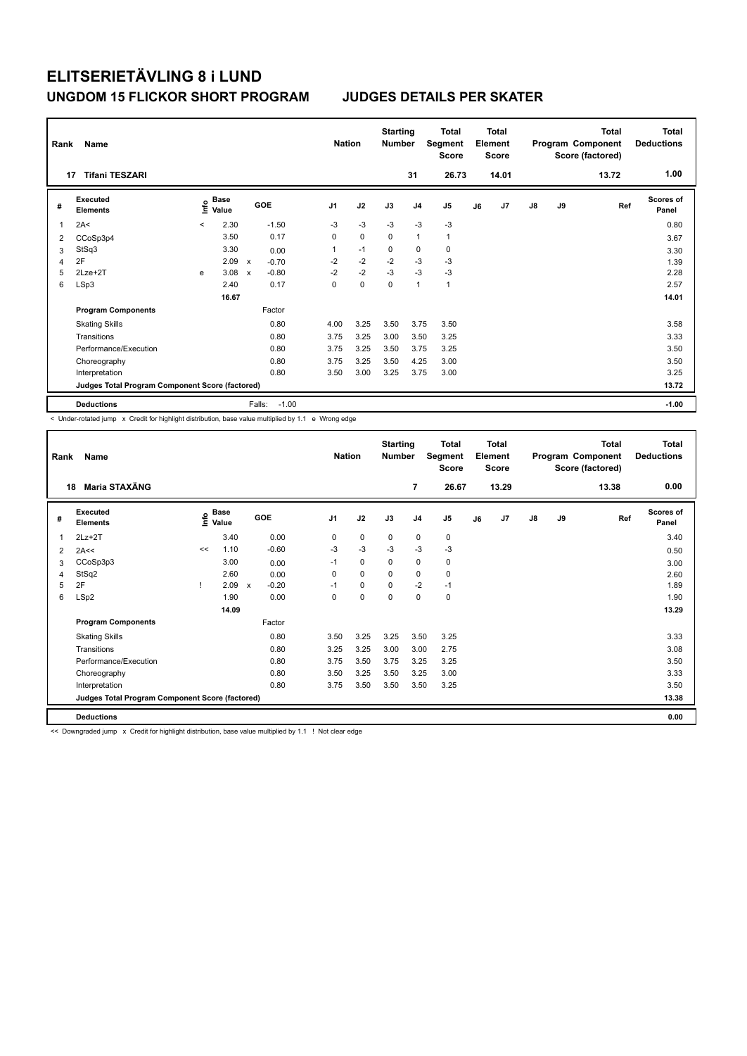# ELITSERIETÄVLING 8 i LUND

## UNGDOM 15 FLICKOR SHORT PROGRAM JUDGES DETAILS PER SKATER

| Rank | Name | Nation | Starting Number | Total Segment Score | Total Element Score | Total Program Component Score (factored) | Total Deductions |
|---|---|---|---|---|---|---|---|
| 17 | Tifani TESZARI | | 31 | 26.73 | 14.01 | 13.72 | 1.00 |

| # | Executed Elements | Info | Base Value | | GOE | J1 | J2 | J3 | J4 | J5 | J6 | J7 | J8 | J9 | Ref | Scores of Panel |
|---|---|---|---|---|---|---|---|---|---|---|---|---|---|---|---|---|
| 1 | 2A< | < | 2.30 | | -1.50 | -3 | -3 | -3 | -3 | -3 | | | | | | 0.80 |
| 2 | CCoSp3p4 | | 3.50 | | 0.17 | 0 | 0 | 0 | 1 | 1 | | | | | | 3.67 |
| 3 | StSq3 | | 3.30 | | 0.00 | 1 | -1 | 0 | 0 | 0 | | | | | | 3.30 |
| 4 | 2F | | 2.09 | x | -0.70 | -2 | -2 | -2 | -3 | -3 | | | | | | 1.39 |
| 5 | 2Lze+2T | e | 3.08 | x | -0.80 | -2 | -2 | -3 | -3 | -3 | | | | | | 2.28 |
| 6 | LSp3 | | 2.40 | | 0.17 | 0 | 0 | 0 | 1 | 1 | | | | | | 2.57 |
| | | | 16.67 | | | | | | | | | | | | | 14.01 |
| | **Program Components** | | | | Factor | | | | | | | | | | | |
| | Skating Skills | | | | 0.80 | 4.00 | 3.25 | 3.50 | 3.75 | 3.50 | | | | | | 3.58 |
| | Transitions | | | | 0.80 | 3.75 | 3.25 | 3.00 | 3.50 | 3.25 | | | | | | 3.33 |
| | Performance/Execution | | | | 0.80 | 3.75 | 3.25 | 3.50 | 3.75 | 3.25 | | | | | | 3.50 |
| | Choreography | | | | 0.80 | 3.75 | 3.25 | 3.50 | 4.25 | 3.00 | | | | | | 3.50 |
| | Interpretation | | | | 0.80 | 3.50 | 3.00 | 3.25 | 3.75 | 3.00 | | | | | | 3.25 |
| | **Judges Total Program Component Score (factored)** | | | | | | | | | | | | | | | 13.72 |
| | **Deductions** | | | | Falls: -1.00 | | | | | | | | | | | -1.00 |

< Under-rotated jump x Credit for highlight distribution, base value multiplied by 1.1 e Wrong edge

| Rank | Name | Nation | Starting Number | Total Segment Score | Total Element Score | Total Program Component Score (factored) | Total Deductions |
|---|---|---|---|---|---|---|---|
| 18 | Maria STAXÄNG | | 7 | 26.67 | 13.29 | 13.38 | 0.00 |

| # | Executed Elements | Info | Base Value | | GOE | J1 | J2 | J3 | J4 | J5 | J6 | J7 | J8 | J9 | Ref | Scores of Panel |
|---|---|---|---|---|---|---|---|---|---|---|---|---|---|---|---|---|
| 1 | 2Lz+2T | | 3.40 | | 0.00 | 0 | 0 | 0 | 0 | 0 | | | | | | 3.40 |
| 2 | 2A<< | << | 1.10 | | -0.60 | -3 | -3 | -3 | -3 | -3 | | | | | | 0.50 |
| 3 | CCoSp3p3 | | 3.00 | | 0.00 | -1 | 0 | 0 | 0 | 0 | | | | | | 3.00 |
| 4 | StSq2 | | 2.60 | | 0.00 | 0 | 0 | 0 | 0 | 0 | | | | | | 2.60 |
| 5 | 2F | ! | 2.09 | x | -0.20 | -1 | 0 | 0 | -2 | -1 | | | | | | 1.89 |
| 6 | LSp2 | | 1.90 | | 0.00 | 0 | 0 | 0 | 0 | 0 | | | | | | 1.90 |
| | | | 14.09 | | | | | | | | | | | | | 13.29 |
| | **Program Components** | | | | Factor | | | | | | | | | | | |
| | Skating Skills | | | | 0.80 | 3.50 | 3.25 | 3.25 | 3.50 | 3.25 | | | | | | 3.33 |
| | Transitions | | | | 0.80 | 3.25 | 3.25 | 3.00 | 3.00 | 2.75 | | | | | | 3.08 |
| | Performance/Execution | | | | 0.80 | 3.75 | 3.50 | 3.75 | 3.25 | 3.25 | | | | | | 3.50 |
| | Choreography | | | | 0.80 | 3.50 | 3.25 | 3.50 | 3.25 | 3.00 | | | | | | 3.33 |
| | Interpretation | | | | 0.80 | 3.75 | 3.50 | 3.50 | 3.50 | 3.25 | | | | | | 3.50 |
| | **Judges Total Program Component Score (factored)** | | | | | | | | | | | | | | | 13.38 |
| | **Deductions** | | | | | | | | | | | | | | | 0.00 |

<< Downgraded jump x Credit for highlight distribution, base value multiplied by 1.1 ! Not clear edge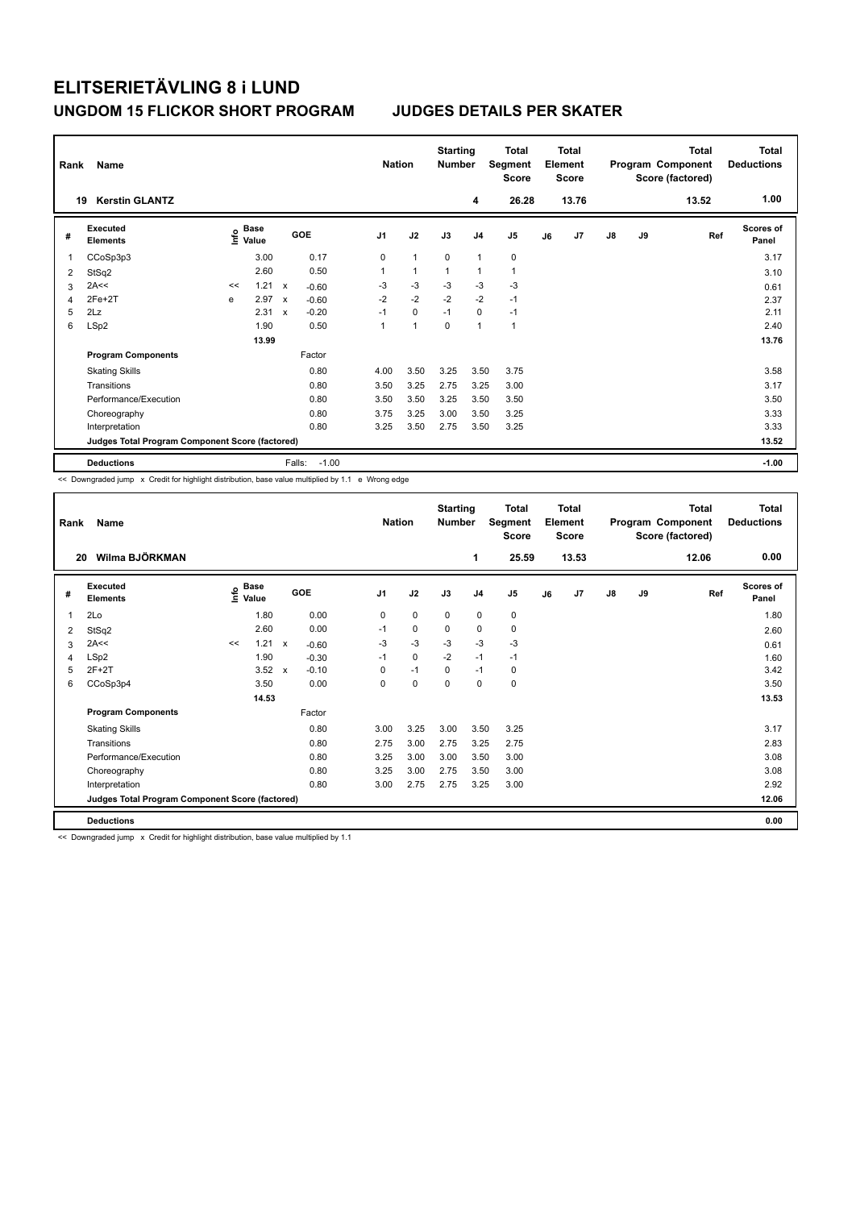# ELITSERIETÄVLING 8 i LUND

## UNGDOM 15 FLICKOR SHORT PROGRAM — JUDGES DETAILS PER SKATER

| Rank | Name | Nation | Starting Number | Total Segment Score | Total Element Score | Total Program Component Score (factored) | Total Deductions |
|---|---|---|---|---|---|---|---|
| 19 | Kerstin GLANTZ | | 4 | 26.28 | 13.76 | 13.52 | 1.00 |

| # | Executed Elements | Info | Base Value | | GOE | J1 | J2 | J3 | J4 | J5 | J6 | J7 | J8 | J9 | Ref | Scores of Panel |
|---|---|---|---|---|---|---|---|---|---|---|---|---|---|---|---|---|
| 1 | CCoSp3p3 | | 3.00 | | 0.17 | 0 | 1 | 0 | 1 | 0 | | | | | | 3.17 |
| 2 | StSq2 | | 2.60 | | 0.50 | 1 | 1 | 1 | 1 | 1 | | | | | | 3.10 |
| 3 | 2A<< | << | 1.21 | x | -0.60 | -3 | -3 | -3 | -3 | -3 | | | | | | 0.61 |
| 4 | 2Fe+2T | e | 2.97 | x | -0.60 | -2 | -2 | -2 | -2 | -1 | | | | | | 2.37 |
| 5 | 2Lz | | 2.31 | x | -0.20 | -1 | 0 | -1 | 0 | -1 | | | | | | 2.11 |
| 6 | LSp2 | | 1.90 | | 0.50 | 1 | 1 | 0 | 1 | 1 | | | | | | 2.40 |
| | | | 13.99 | | | | | | | | | | | | | 13.76 |
| | **Program Components** | | | | Factor | | | | | | | | | | | |
| | Skating Skills | | | | 0.80 | 4.00 | 3.50 | 3.25 | 3.50 | 3.75 | | | | | | 3.58 |
| | Transitions | | | | 0.80 | 3.50 | 3.25 | 2.75 | 3.25 | 3.00 | | | | | | 3.17 |
| | Performance/Execution | | | | 0.80 | 3.50 | 3.50 | 3.25 | 3.50 | 3.50 | | | | | | 3.50 |
| | Choreography | | | | 0.80 | 3.75 | 3.25 | 3.00 | 3.50 | 3.25 | | | | | | 3.33 |
| | Interpretation | | | | 0.80 | 3.25 | 3.50 | 2.75 | 3.50 | 3.25 | | | | | | 3.33 |
| | **Judges Total Program Component Score (factored)** | | | | | | | | | | | | | | | 13.52 |
| | **Deductions** | | | | Falls: -1.00 | | | | | | | | | | | -1.00 |

<< Downgraded jump x Credit for highlight distribution, base value multiplied by 1.1 e Wrong edge

| Rank | Name | Nation | Starting Number | Total Segment Score | Total Element Score | Total Program Component Score (factored) | Total Deductions |
|---|---|---|---|---|---|---|---|
| 20 | Wilma BJÖRKMAN | | 1 | 25.59 | 13.53 | 12.06 | 0.00 |

| # | Executed Elements | Info | Base Value | | GOE | J1 | J2 | J3 | J4 | J5 | J6 | J7 | J8 | J9 | Ref | Scores of Panel |
|---|---|---|---|---|---|---|---|---|---|---|---|---|---|---|---|---|
| 1 | 2Lo | | 1.80 | | 0.00 | 0 | 0 | 0 | 0 | 0 | | | | | | 1.80 |
| 2 | StSq2 | | 2.60 | | 0.00 | -1 | 0 | 0 | 0 | 0 | | | | | | 2.60 |
| 3 | 2A<< | << | 1.21 | x | -0.60 | -3 | -3 | -3 | -3 | -3 | | | | | | 0.61 |
| 4 | LSp2 | | 1.90 | | -0.30 | -1 | 0 | -2 | -1 | -1 | | | | | | 1.60 |
| 5 | 2F+2T | | 3.52 | x | -0.10 | 0 | -1 | 0 | -1 | 0 | | | | | | 3.42 |
| 6 | CCoSp3p4 | | 3.50 | | 0.00 | 0 | 0 | 0 | 0 | 0 | | | | | | 3.50 |
| | | | 14.53 | | | | | | | | | | | | | 13.53 |
| | **Program Components** | | | | Factor | | | | | | | | | | | |
| | Skating Skills | | | | 0.80 | 3.00 | 3.25 | 3.00 | 3.50 | 3.25 | | | | | | 3.17 |
| | Transitions | | | | 0.80 | 2.75 | 3.00 | 2.75 | 3.25 | 2.75 | | | | | | 2.83 |
| | Performance/Execution | | | | 0.80 | 3.25 | 3.00 | 3.00 | 3.50 | 3.00 | | | | | | 3.08 |
| | Choreography | | | | 0.80 | 3.25 | 3.00 | 2.75 | 3.50 | 3.00 | | | | | | 3.08 |
| | Interpretation | | | | 0.80 | 3.00 | 2.75 | 2.75 | 3.25 | 3.00 | | | | | | 2.92 |
| | **Judges Total Program Component Score (factored)** | | | | | | | | | | | | | | | 12.06 |
| | **Deductions** | | | | | | | | | | | | | | | 0.00 |

<< Downgraded jump x Credit for highlight distribution, base value multiplied by 1.1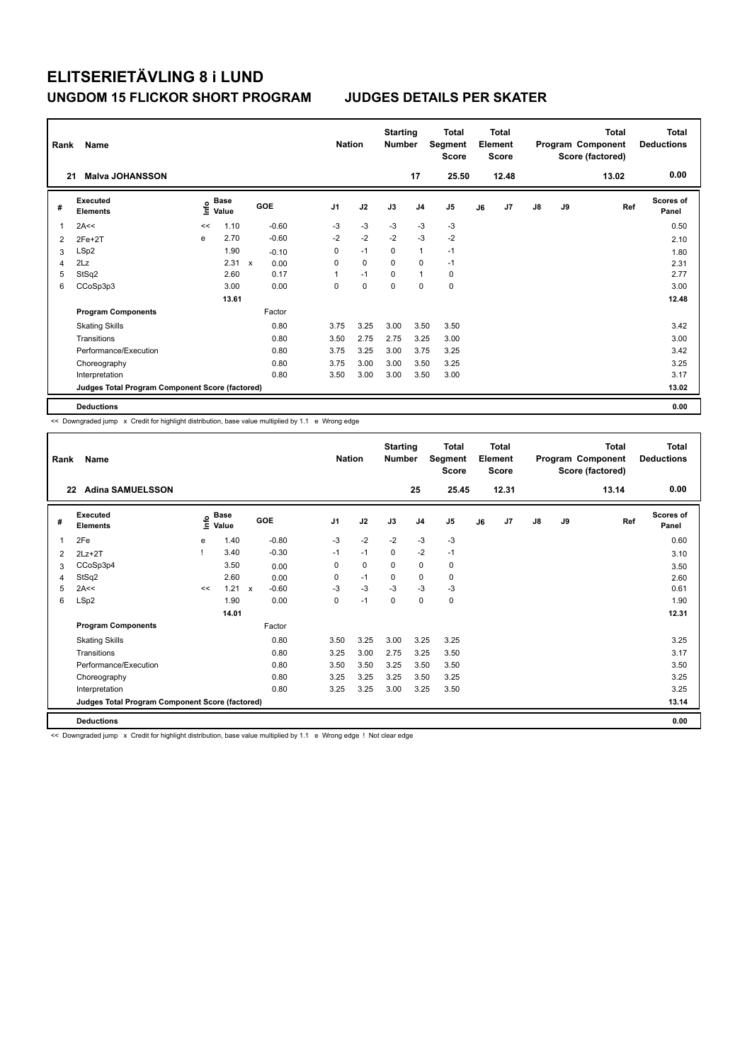# ELITSERIETÄVLING 8 i LUND

## UNGDOM 15 FLICKOR SHORT PROGRAM — JUDGES DETAILS PER SKATER

| Rank | Name | Nation | Starting Number | Total Segment Score | Total Element Score | Total Program Component Score (factored) | Total Deductions |
|---|---|---|---|---|---|---|---|
| 21 | Malva JOHANSSON | | 17 | 25.50 | 12.48 | 13.02 | 0.00 |

| # | Executed Elements | Info | Base Value | | GOE | J1 | J2 | J3 | J4 | J5 | J6 | J7 | J8 | J9 | Ref | Scores of Panel |
|---|---|---|---|---|---|---|---|---|---|---|---|---|---|---|---|---|
| 1 | 2A<< | << | 1.10 | | -0.60 | -3 | -3 | -3 | -3 | -3 | | | | | | 0.50 |
| 2 | 2Fe+2T | e | 2.70 | | -0.60 | -2 | -2 | -2 | -3 | -2 | | | | | | 2.10 |
| 3 | LSp2 | | 1.90 | | -0.10 | 0 | -1 | 0 | 1 | -1 | | | | | | 1.80 |
| 4 | 2Lz | | 2.31 | x | 0.00 | 0 | 0 | 0 | 0 | -1 | | | | | | 2.31 |
| 5 | StSq2 | | 2.60 | | 0.17 | 1 | -1 | 0 | 1 | 0 | | | | | | 2.77 |
| 6 | CCoSp3p3 | | 3.00 | | 0.00 | 0 | 0 | 0 | 0 | 0 | | | | | | 3.00 |
| | | | 13.61 | | | | | | | | | | | | | 12.48 |
| | **Program Components** | | | | Factor | | | | | | | | | | | |
| | Skating Skills | | | | 0.80 | 3.75 | 3.25 | 3.00 | 3.50 | 3.50 | | | | | | 3.42 |
| | Transitions | | | | 0.80 | 3.50 | 2.75 | 2.75 | 3.25 | 3.00 | | | | | | 3.00 |
| | Performance/Execution | | | | 0.80 | 3.75 | 3.25 | 3.00 | 3.75 | 3.25 | | | | | | 3.42 |
| | Choreography | | | | 0.80 | 3.75 | 3.00 | 3.00 | 3.50 | 3.25 | | | | | | 3.25 |
| | Interpretation | | | | 0.80 | 3.50 | 3.00 | 3.00 | 3.50 | 3.00 | | | | | | 3.17 |
| | **Judges Total Program Component Score (factored)** | | | | | | | | | | | | | | | 13.02 |
| | **Deductions** | | | | | | | | | | | | | | | 0.00 |

<< Downgraded jump x Credit for highlight distribution, base value multiplied by 1.1 e Wrong edge

| Rank | Name | Nation | Starting Number | Total Segment Score | Total Element Score | Total Program Component Score (factored) | Total Deductions |
|---|---|---|---|---|---|---|---|
| 22 | Adina SAMUELSSON | | 25 | 25.45 | 12.31 | 13.14 | 0.00 |

| # | Executed Elements | Info | Base Value | | GOE | J1 | J2 | J3 | J4 | J5 | J6 | J7 | J8 | J9 | Ref | Scores of Panel |
|---|---|---|---|---|---|---|---|---|---|---|---|---|---|---|---|---|
| 1 | 2Fe | e | 1.40 | | -0.80 | -3 | -2 | -2 | -3 | -3 | | | | | | 0.60 |
| 2 | 2Lz+2T | ! | 3.40 | | -0.30 | -1 | -1 | 0 | -2 | -1 | | | | | | 3.10 |
| 3 | CCoSp3p4 | | 3.50 | | 0.00 | 0 | 0 | 0 | 0 | 0 | | | | | | 3.50 |
| 4 | StSq2 | | 2.60 | | 0.00 | 0 | -1 | 0 | 0 | 0 | | | | | | 2.60 |
| 5 | 2A<< | << | 1.21 | x | -0.60 | -3 | -3 | -3 | -3 | -3 | | | | | | 0.61 |
| 6 | LSp2 | | 1.90 | | 0.00 | 0 | -1 | 0 | 0 | 0 | | | | | | 1.90 |
| | | | 14.01 | | | | | | | | | | | | | 12.31 |
| | **Program Components** | | | | Factor | | | | | | | | | | | |
| | Skating Skills | | | | 0.80 | 3.50 | 3.25 | 3.00 | 3.25 | 3.25 | | | | | | 3.25 |
| | Transitions | | | | 0.80 | 3.25 | 3.00 | 2.75 | 3.25 | 3.50 | | | | | | 3.17 |
| | Performance/Execution | | | | 0.80 | 3.50 | 3.50 | 3.25 | 3.50 | 3.50 | | | | | | 3.50 |
| | Choreography | | | | 0.80 | 3.25 | 3.25 | 3.25 | 3.50 | 3.25 | | | | | | 3.25 |
| | Interpretation | | | | 0.80 | 3.25 | 3.25 | 3.00 | 3.25 | 3.50 | | | | | | 3.25 |
| | **Judges Total Program Component Score (factored)** | | | | | | | | | | | | | | | 13.14 |
| | **Deductions** | | | | | | | | | | | | | | | 0.00 |

<< Downgraded jump x Credit for highlight distribution, base value multiplied by 1.1 e Wrong edge ! Not clear edge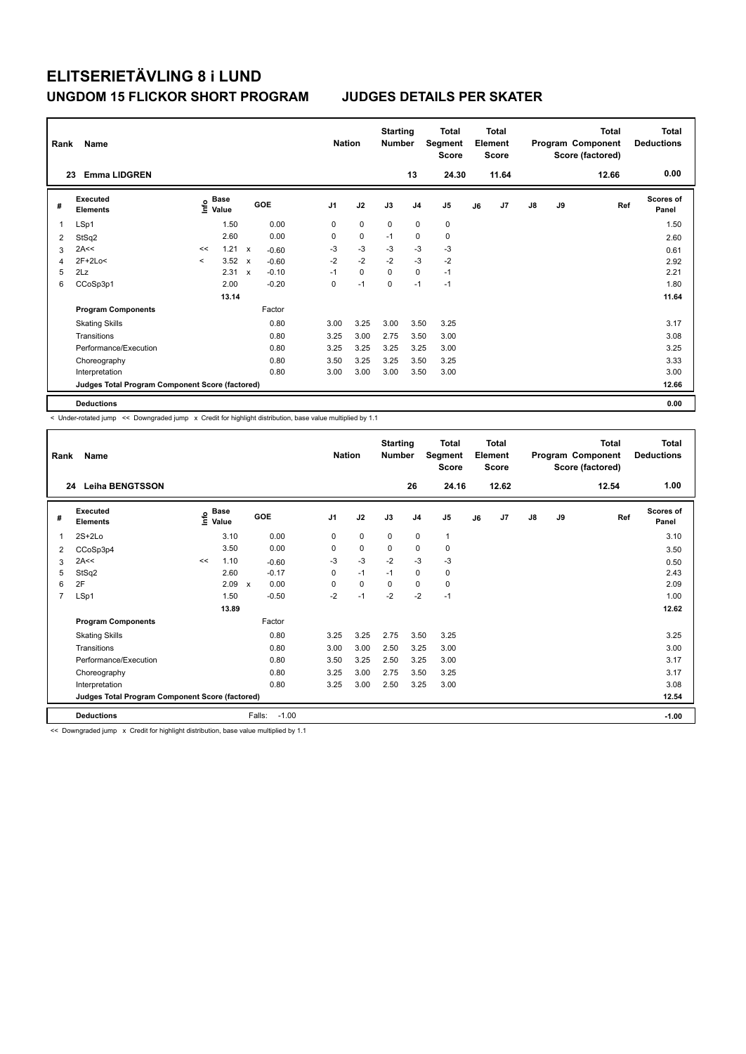# ELITSERIETÄVLING 8 i LUND

## UNGDOM 15 FLICKOR SHORT PROGRAM — JUDGES DETAILS PER SKATER

| Rank | Name | Nation | Starting Number | Total Segment Score | Total Element Score | Total Program Component Score (factored) | Total Deductions |
|---|---|---|---|---|---|---|---|
| 23 | Emma LIDGREN | | 13 | 24.30 | 11.64 | 12.66 | 0.00 |

| # | Executed Elements | Info | Base Value | | GOE | J1 | J2 | J3 | J4 | J5 | J6 | J7 | J8 | J9 | Ref | Scores of Panel |
|---|---|---|---|---|---|---|---|---|---|---|---|---|---|---|---|---|
| 1 | LSp1 | | 1.50 | | 0.00 | 0 | 0 | 0 | 0 | 0 | | | | | | 1.50 |
| 2 | StSq2 | | 2.60 | | 0.00 | 0 | 0 | -1 | 0 | 0 | | | | | | 2.60 |
| 3 | 2A<< | << | 1.21 | x | -0.60 | -3 | -3 | -3 | -3 | -3 | | | | | | 0.61 |
| 4 | 2F+2Lo< | < | 3.52 | x | -0.60 | -2 | -2 | -2 | -3 | -2 | | | | | | 2.92 |
| 5 | 2Lz | | 2.31 | x | -0.10 | -1 | 0 | 0 | 0 | -1 | | | | | | 2.21 |
| 6 | CCoSp3p1 | | 2.00 | | -0.20 | 0 | -1 | 0 | -1 | -1 | | | | | | 1.80 |
| | | | 13.14 | | | | | | | | | | | | | 11.64 |
| | **Program Components** | | | | Factor | | | | | | | | | | | |
| | Skating Skills | | | | 0.80 | 3.00 | 3.25 | 3.00 | 3.50 | 3.25 | | | | | | 3.17 |
| | Transitions | | | | 0.80 | 3.25 | 3.00 | 2.75 | 3.50 | 3.00 | | | | | | 3.08 |
| | Performance/Execution | | | | 0.80 | 3.25 | 3.25 | 3.25 | 3.25 | 3.00 | | | | | | 3.25 |
| | Choreography | | | | 0.80 | 3.50 | 3.25 | 3.25 | 3.50 | 3.25 | | | | | | 3.33 |
| | Interpretation | | | | 0.80 | 3.00 | 3.00 | 3.00 | 3.50 | 3.00 | | | | | | 3.00 |
| | **Judges Total Program Component Score (factored)** | | | | | | | | | | | | | | | 12.66 |
| | **Deductions** | | | | | | | | | | | | | | | 0.00 |

< Under-rotated jump << Downgraded jump x Credit for highlight distribution, base value multiplied by 1.1

| Rank | Name | Nation | Starting Number | Total Segment Score | Total Element Score | Total Program Component Score (factored) | Total Deductions |
|---|---|---|---|---|---|---|---|
| 24 | Leiha BENGTSSON | | 26 | 24.16 | 12.62 | 12.54 | 1.00 |

| # | Executed Elements | Info | Base Value | | GOE | J1 | J2 | J3 | J4 | J5 | J6 | J7 | J8 | J9 | Ref | Scores of Panel |
|---|---|---|---|---|---|---|---|---|---|---|---|---|---|---|---|---|
| 1 | 2S+2Lo | | 3.10 | | 0.00 | 0 | 0 | 0 | 0 | 1 | | | | | | 3.10 |
| 2 | CCoSp3p4 | | 3.50 | | 0.00 | 0 | 0 | 0 | 0 | 0 | | | | | | 3.50 |
| 3 | 2A<< | << | 1.10 | | -0.60 | -3 | -3 | -2 | -3 | -3 | | | | | | 0.50 |
| 5 | StSq2 | | 2.60 | | -0.17 | 0 | -1 | -1 | 0 | 0 | | | | | | 2.43 |
| 6 | 2F | | 2.09 | x | 0.00 | 0 | 0 | 0 | 0 | 0 | | | | | | 2.09 |
| 7 | LSp1 | | 1.50 | | -0.50 | -2 | -1 | -2 | -2 | -1 | | | | | | 1.00 |
| | | | 13.89 | | | | | | | | | | | | | 12.62 |
| | **Program Components** | | | | Factor | | | | | | | | | | | |
| | Skating Skills | | | | 0.80 | 3.25 | 3.25 | 2.75 | 3.50 | 3.25 | | | | | | 3.25 |
| | Transitions | | | | 0.80 | 3.00 | 3.00 | 2.50 | 3.25 | 3.00 | | | | | | 3.00 |
| | Performance/Execution | | | | 0.80 | 3.50 | 3.25 | 2.50 | 3.25 | 3.00 | | | | | | 3.17 |
| | Choreography | | | | 0.80 | 3.25 | 3.00 | 2.75 | 3.50 | 3.25 | | | | | | 3.17 |
| | Interpretation | | | | 0.80 | 3.25 | 3.00 | 2.50 | 3.25 | 3.00 | | | | | | 3.08 |
| | **Judges Total Program Component Score (factored)** | | | | | | | | | | | | | | | 12.54 |
| | **Deductions** | | | | Falls: -1.00 | | | | | | | | | | | -1.00 |

<< Downgraded jump x Credit for highlight distribution, base value multiplied by 1.1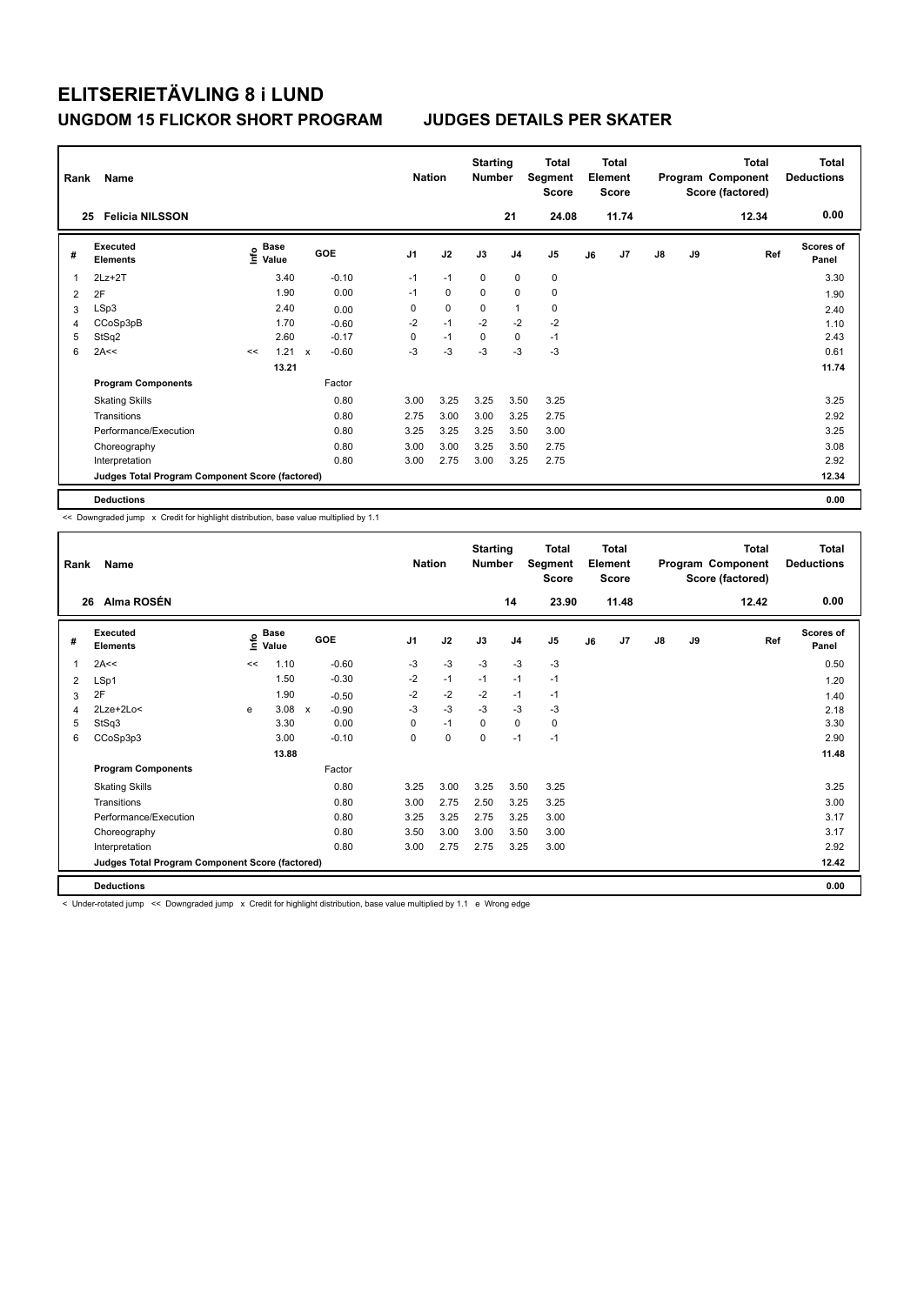# ELITSERIETÄVLING 8 i LUND

## UNGDOM 15 FLICKOR SHORT PROGRAM — JUDGES DETAILS PER SKATER

| Rank | Name | Nation | Starting Number | Total Segment Score | Total Element Score | Total Program Component Score (factored) | Total Deductions |
|---|---|---|---|---|---|---|---|
| 25 | Felicia NILSSON | | 21 | 24.08 | 11.74 | 12.34 | 0.00 |

| # | Executed Elements | Info | Base Value | | GOE | J1 | J2 | J3 | J4 | J5 | J6 | J7 | J8 | J9 | Ref | Scores of Panel |
|---|---|---|---|---|---|---|---|---|---|---|---|---|---|---|---|---|
| 1 | 2Lz+2T | | 3.40 | | -0.10 | -1 | -1 | 0 | 0 | 0 | | | | | | 3.30 |
| 2 | 2F | | 1.90 | | 0.00 | -1 | 0 | 0 | 0 | 0 | | | | | | 1.90 |
| 3 | LSp3 | | 2.40 | | 0.00 | 0 | 0 | 0 | 1 | 0 | | | | | | 2.40 |
| 4 | CCoSp3pB | | 1.70 | | -0.60 | -2 | -1 | -2 | -2 | -2 | | | | | | 1.10 |
| 5 | StSq2 | | 2.60 | | -0.17 | 0 | -1 | 0 | 0 | -1 | | | | | | 2.43 |
| 6 | 2A<< | << | 1.21 | x | -0.60 | -3 | -3 | -3 | -3 | -3 | | | | | | 0.61 |
| | | | 13.21 | | | | | | | | | | | | | 11.74 |

| Program Components | Factor | J1 | J2 | J3 | J4 | J5 | J6 | J7 | J8 | J9 | Ref | Scores of Panel |
|---|---|---|---|---|---|---|---|---|---|---|---|---|
| Skating Skills | 0.80 | 3.00 | 3.25 | 3.25 | 3.50 | 3.25 | | | | | | 3.25 |
| Transitions | 0.80 | 2.75 | 3.00 | 3.00 | 3.25 | 2.75 | | | | | | 2.92 |
| Performance/Execution | 0.80 | 3.25 | 3.25 | 3.25 | 3.50 | 3.00 | | | | | | 3.25 |
| Choreography | 0.80 | 3.00 | 3.00 | 3.25 | 3.50 | 2.75 | | | | | | 3.08 |
| Interpretation | 0.80 | 3.00 | 2.75 | 3.00 | 3.25 | 2.75 | | | | | | 2.92 |
| Judges Total Program Component Score (factored) | | | | | | | | | | | | 12.34 |
| **Deductions** | | | | | | | | | | | | 0.00 |

<< Downgraded jump x Credit for highlight distribution, base value multiplied by 1.1

| Rank | Name | Nation | Starting Number | Total Segment Score | Total Element Score | Total Program Component Score (factored) | Total Deductions |
|---|---|---|---|---|---|---|---|
| 26 | Alma ROSÉN | | 14 | 23.90 | 11.48 | 12.42 | 0.00 |

| # | Executed Elements | Info | Base Value | | GOE | J1 | J2 | J3 | J4 | J5 | J6 | J7 | J8 | J9 | Ref | Scores of Panel |
|---|---|---|---|---|---|---|---|---|---|---|---|---|---|---|---|---|
| 1 | 2A<< | << | 1.10 | | -0.60 | -3 | -3 | -3 | -3 | -3 | | | | | | 0.50 |
| 2 | LSp1 | | 1.50 | | -0.30 | -2 | -1 | -1 | -1 | -1 | | | | | | 1.20 |
| 3 | 2F | | 1.90 | | -0.50 | -2 | -2 | -2 | -1 | -1 | | | | | | 1.40 |
| 4 | 2Lze+2Lo< | e | 3.08 | x | -0.90 | -3 | -3 | -3 | -3 | -3 | | | | | | 2.18 |
| 5 | StSq3 | | 3.30 | | 0.00 | 0 | -1 | 0 | 0 | 0 | | | | | | 3.30 |
| 6 | CCoSp3p3 | | 3.00 | | -0.10 | 0 | 0 | 0 | -1 | -1 | | | | | | 2.90 |
| | | | 13.88 | | | | | | | | | | | | | 11.48 |

| Program Components | Factor | J1 | J2 | J3 | J4 | J5 | J6 | J7 | J8 | J9 | Ref | Scores of Panel |
|---|---|---|---|---|---|---|---|---|---|---|---|---|
| Skating Skills | 0.80 | 3.25 | 3.00 | 3.25 | 3.50 | 3.25 | | | | | | 3.25 |
| Transitions | 0.80 | 3.00 | 2.75 | 2.50 | 3.25 | 3.25 | | | | | | 3.00 |
| Performance/Execution | 0.80 | 3.25 | 3.25 | 2.75 | 3.25 | 3.00 | | | | | | 3.17 |
| Choreography | 0.80 | 3.50 | 3.00 | 3.00 | 3.50 | 3.00 | | | | | | 3.17 |
| Interpretation | 0.80 | 3.00 | 2.75 | 2.75 | 3.25 | 3.00 | | | | | | 2.92 |
| Judges Total Program Component Score (factored) | | | | | | | | | | | | 12.42 |
| **Deductions** | | | | | | | | | | | | 0.00 |

< Under-rotated jump << Downgraded jump x Credit for highlight distribution, base value multiplied by 1.1 e Wrong edge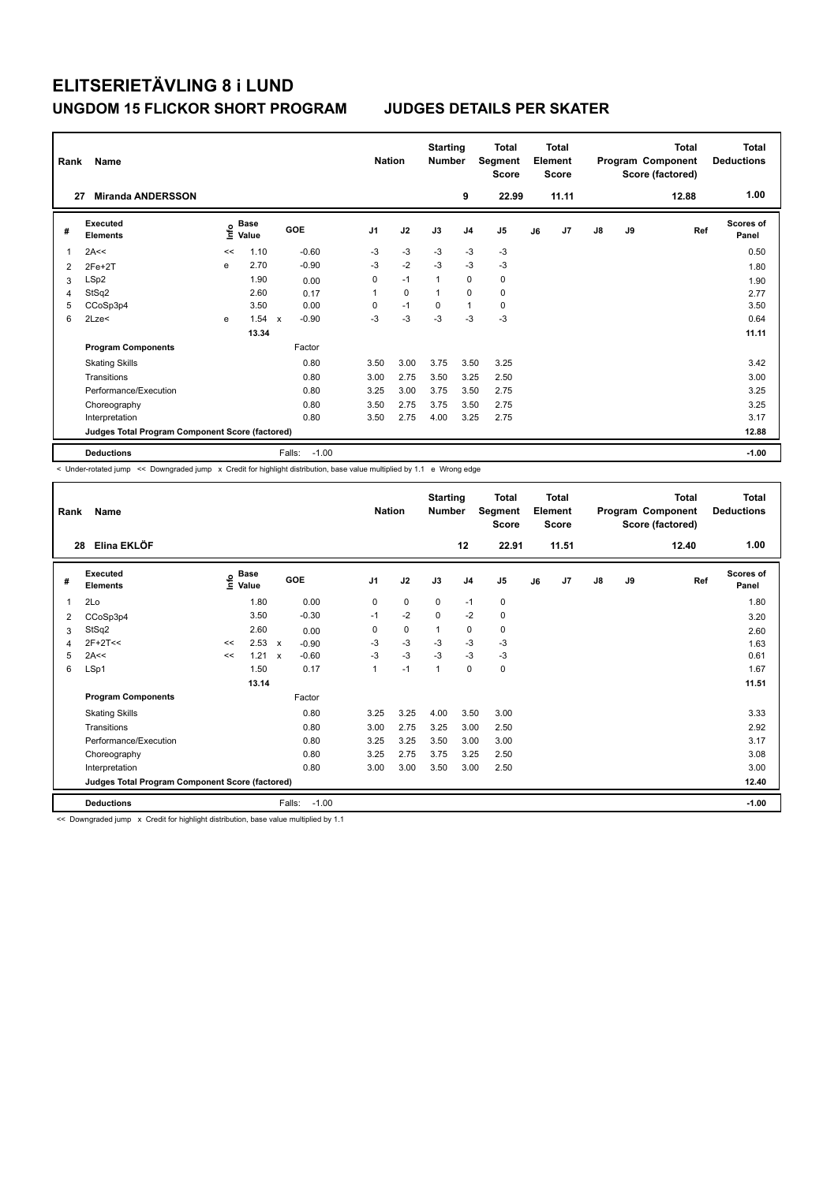# ELITSERIETÄVLING 8 i LUND

## UNGDOM 15 FLICKOR SHORT PROGRAM — JUDGES DETAILS PER SKATER

| Rank | Name | Nation | Starting Number | Total Segment Score | Total Element Score | Total Program Component Score (factored) | Total Deductions |
|---|---|---|---|---|---|---|---|
| 27 | Miranda ANDERSSON | | 9 | 22.99 | 11.11 | 12.88 | 1.00 |

| # | Executed Elements | Info | Base Value | | GOE | J1 | J2 | J3 | J4 | J5 | J6 | J7 | J8 | J9 | Ref | Scores of Panel |
|---|---|---|---|---|---|---|---|---|---|---|---|---|---|---|---|---|
| 1 | 2A<< | << | 1.10 | | -0.60 | -3 | -3 | -3 | -3 | -3 | | | | | | 0.50 |
| 2 | 2Fe+2T | e | 2.70 | | -0.90 | -3 | -2 | -3 | -3 | -3 | | | | | | 1.80 |
| 3 | LSp2 | | 1.90 | | 0.00 | 0 | -1 | 1 | 0 | 0 | | | | | | 1.90 |
| 4 | StSq2 | | 2.60 | | 0.17 | 1 | 0 | 1 | 0 | 0 | | | | | | 2.77 |
| 5 | CCoSp3p4 | | 3.50 | | 0.00 | 0 | -1 | 0 | 1 | 0 | | | | | | 3.50 |
| 6 | 2Lze< | e | 1.54 | x | -0.90 | -3 | -3 | -3 | -3 | -3 | | | | | | 0.64 |
| | | | 13.34 | | | | | | | | | | | | | 11.11 |
| | **Program Components** | | | | Factor | | | | | | | | | | | |
| | Skating Skills | | | | 0.80 | 3.50 | 3.00 | 3.75 | 3.50 | 3.25 | | | | | | 3.42 |
| | Transitions | | | | 0.80 | 3.00 | 2.75 | 3.50 | 3.25 | 2.50 | | | | | | 3.00 |
| | Performance/Execution | | | | 0.80 | 3.25 | 3.00 | 3.75 | 3.50 | 2.75 | | | | | | 3.25 |
| | Choreography | | | | 0.80 | 3.50 | 2.75 | 3.75 | 3.50 | 2.75 | | | | | | 3.25 |
| | Interpretation | | | | 0.80 | 3.50 | 2.75 | 4.00 | 3.25 | 2.75 | | | | | | 3.17 |
| | **Judges Total Program Component Score (factored)** | | | | | | | | | | | | | | | 12.88 |
| | **Deductions** | | | | Falls: -1.00 | | | | | | | | | | | -1.00 |

< Under-rotated jump << Downgraded jump x Credit for highlight distribution, base value multiplied by 1.1 e Wrong edge

| Rank | Name | Nation | Starting Number | Total Segment Score | Total Element Score | Total Program Component Score (factored) | Total Deductions |
|---|---|---|---|---|---|---|---|
| 28 | Elina EKLÖF | | 12 | 22.91 | 11.51 | 12.40 | 1.00 |

| # | Executed Elements | Info | Base Value | | GOE | J1 | J2 | J3 | J4 | J5 | J6 | J7 | J8 | J9 | Ref | Scores of Panel |
|---|---|---|---|---|---|---|---|---|---|---|---|---|---|---|---|---|
| 1 | 2Lo | | 1.80 | | 0.00 | 0 | 0 | 0 | -1 | 0 | | | | | | 1.80 |
| 2 | CCoSp3p4 | | 3.50 | | -0.30 | -1 | -2 | 0 | -2 | 0 | | | | | | 3.20 |
| 3 | StSq2 | | 2.60 | | 0.00 | 0 | 0 | 1 | 0 | 0 | | | | | | 2.60 |
| 4 | 2F+2T<< | << | 2.53 | x | -0.90 | -3 | -3 | -3 | -3 | -3 | | | | | | 1.63 |
| 5 | 2A<< | << | 1.21 | x | -0.60 | -3 | -3 | -3 | -3 | -3 | | | | | | 0.61 |
| 6 | LSp1 | | 1.50 | | 0.17 | 1 | -1 | 1 | 0 | 0 | | | | | | 1.67 |
| | | | 13.14 | | | | | | | | | | | | | 11.51 |
| | **Program Components** | | | | Factor | | | | | | | | | | | |
| | Skating Skills | | | | 0.80 | 3.25 | 3.25 | 4.00 | 3.50 | 3.00 | | | | | | 3.33 |
| | Transitions | | | | 0.80 | 3.00 | 2.75 | 3.25 | 3.00 | 2.50 | | | | | | 2.92 |
| | Performance/Execution | | | | 0.80 | 3.25 | 3.25 | 3.50 | 3.00 | 3.00 | | | | | | 3.17 |
| | Choreography | | | | 0.80 | 3.25 | 2.75 | 3.75 | 3.25 | 2.50 | | | | | | 3.08 |
| | Interpretation | | | | 0.80 | 3.00 | 3.00 | 3.50 | 3.00 | 2.50 | | | | | | 3.00 |
| | **Judges Total Program Component Score (factored)** | | | | | | | | | | | | | | | 12.40 |
| | **Deductions** | | | | Falls: -1.00 | | | | | | | | | | | -1.00 |

<< Downgraded jump x Credit for highlight distribution, base value multiplied by 1.1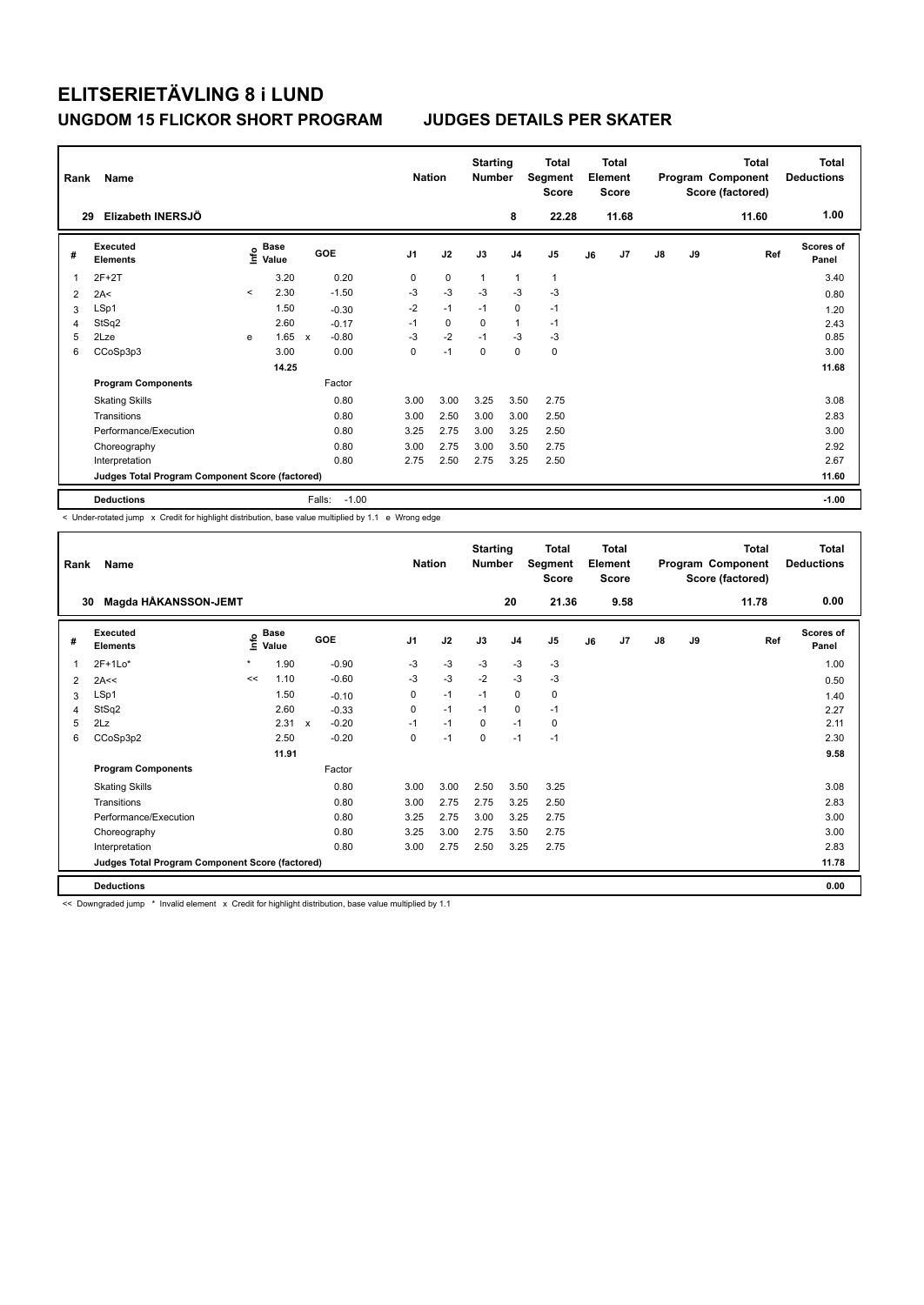# ELITSERIETÄVLING 8 i LUND

## UNGDOM 15 FLICKOR SHORT PROGRAM — JUDGES DETAILS PER SKATER

| Rank | Name | Nation | Starting Number | Total Segment Score | Total Element Score | Total Program Component Score (factored) | Total Deductions |
|---|---|---|---|---|---|---|---|
| 29 | Elizabeth INERSJÖ | | 8 | 22.28 | 11.68 | 11.60 | 1.00 |

| # | Executed Elements | Info | Base Value | | GOE | J1 | J2 | J3 | J4 | J5 | J6 | J7 | J8 | J9 | Ref | Scores of Panel |
|---|---|---|---|---|---|---|---|---|---|---|---|---|---|---|---|---|
| 1 | 2F+2T | | 3.20 | | 0.20 | 0 | 0 | 1 | 1 | 1 | | | | | | 3.40 |
| 2 | 2A< | < | 2.30 | | -1.50 | -3 | -3 | -3 | -3 | -3 | | | | | | 0.80 |
| 3 | LSp1 | | 1.50 | | -0.30 | -2 | -1 | -1 | 0 | -1 | | | | | | 1.20 |
| 4 | StSq2 | | 2.60 | | -0.17 | -1 | 0 | 0 | 1 | -1 | | | | | | 2.43 |
| 5 | 2Lze | e | 1.65 | x | -0.80 | -3 | -2 | -1 | -3 | -3 | | | | | | 0.85 |
| 6 | CCoSp3p3 | | 3.00 | | 0.00 | 0 | -1 | 0 | 0 | 0 | | | | | | 3.00 |
| | | | 14.25 | | | | | | | | | | | | | 11.68 |
| | **Program Components** | | | | Factor | | | | | | | | | | | |
| | Skating Skills | | | | 0.80 | 3.00 | 3.00 | 3.25 | 3.50 | 2.75 | | | | | | 3.08 |
| | Transitions | | | | 0.80 | 3.00 | 2.50 | 3.00 | 3.00 | 2.50 | | | | | | 2.83 |
| | Performance/Execution | | | | 0.80 | 3.25 | 2.75 | 3.00 | 3.25 | 2.50 | | | | | | 3.00 |
| | Choreography | | | | 0.80 | 3.00 | 2.75 | 3.00 | 3.50 | 2.75 | | | | | | 2.92 |
| | Interpretation | | | | 0.80 | 2.75 | 2.50 | 2.75 | 3.25 | 2.50 | | | | | | 2.67 |
| | **Judges Total Program Component Score (factored)** | | | | | | | | | | | | | | | 11.60 |
| | **Deductions** | | | | Falls: -1.00 | | | | | | | | | | | -1.00 |

< Under-rotated jump x Credit for highlight distribution, base value multiplied by 1.1 e Wrong edge

| Rank | Name | Nation | Starting Number | Total Segment Score | Total Element Score | Total Program Component Score (factored) | Total Deductions |
|---|---|---|---|---|---|---|---|
| 30 | Magda HÅKANSSON-JEMT | | 20 | 21.36 | 9.58 | 11.78 | 0.00 |

| # | Executed Elements | Info | Base Value | | GOE | J1 | J2 | J3 | J4 | J5 | J6 | J7 | J8 | J9 | Ref | Scores of Panel |
|---|---|---|---|---|---|---|---|---|---|---|---|---|---|---|---|---|
| 1 | 2F+1Lo* | * | 1.90 | | -0.90 | -3 | -3 | -3 | -3 | -3 | | | | | | 1.00 |
| 2 | 2A<< | << | 1.10 | | -0.60 | -3 | -3 | -2 | -3 | -3 | | | | | | 0.50 |
| 3 | LSp1 | | 1.50 | | -0.10 | 0 | -1 | -1 | 0 | 0 | | | | | | 1.40 |
| 4 | StSq2 | | 2.60 | | -0.33 | 0 | -1 | -1 | 0 | -1 | | | | | | 2.27 |
| 5 | 2Lz | | 2.31 | x | -0.20 | -1 | -1 | 0 | -1 | 0 | | | | | | 2.11 |
| 6 | CCoSp3p2 | | 2.50 | | -0.20 | 0 | -1 | 0 | -1 | -1 | | | | | | 2.30 |
| | | | 11.91 | | | | | | | | | | | | | 9.58 |
| | **Program Components** | | | | Factor | | | | | | | | | | | |
| | Skating Skills | | | | 0.80 | 3.00 | 3.00 | 2.50 | 3.50 | 3.25 | | | | | | 3.08 |
| | Transitions | | | | 0.80 | 3.00 | 2.75 | 2.75 | 3.25 | 2.50 | | | | | | 2.83 |
| | Performance/Execution | | | | 0.80 | 3.25 | 2.75 | 3.00 | 3.25 | 2.75 | | | | | | 3.00 |
| | Choreography | | | | 0.80 | 3.25 | 3.00 | 2.75 | 3.50 | 2.75 | | | | | | 3.00 |
| | Interpretation | | | | 0.80 | 3.00 | 2.75 | 2.50 | 3.25 | 2.75 | | | | | | 2.83 |
| | **Judges Total Program Component Score (factored)** | | | | | | | | | | | | | | | 11.78 |
| | **Deductions** | | | | | | | | | | | | | | | 0.00 |

<< Downgraded jump * Invalid element x Credit for highlight distribution, base value multiplied by 1.1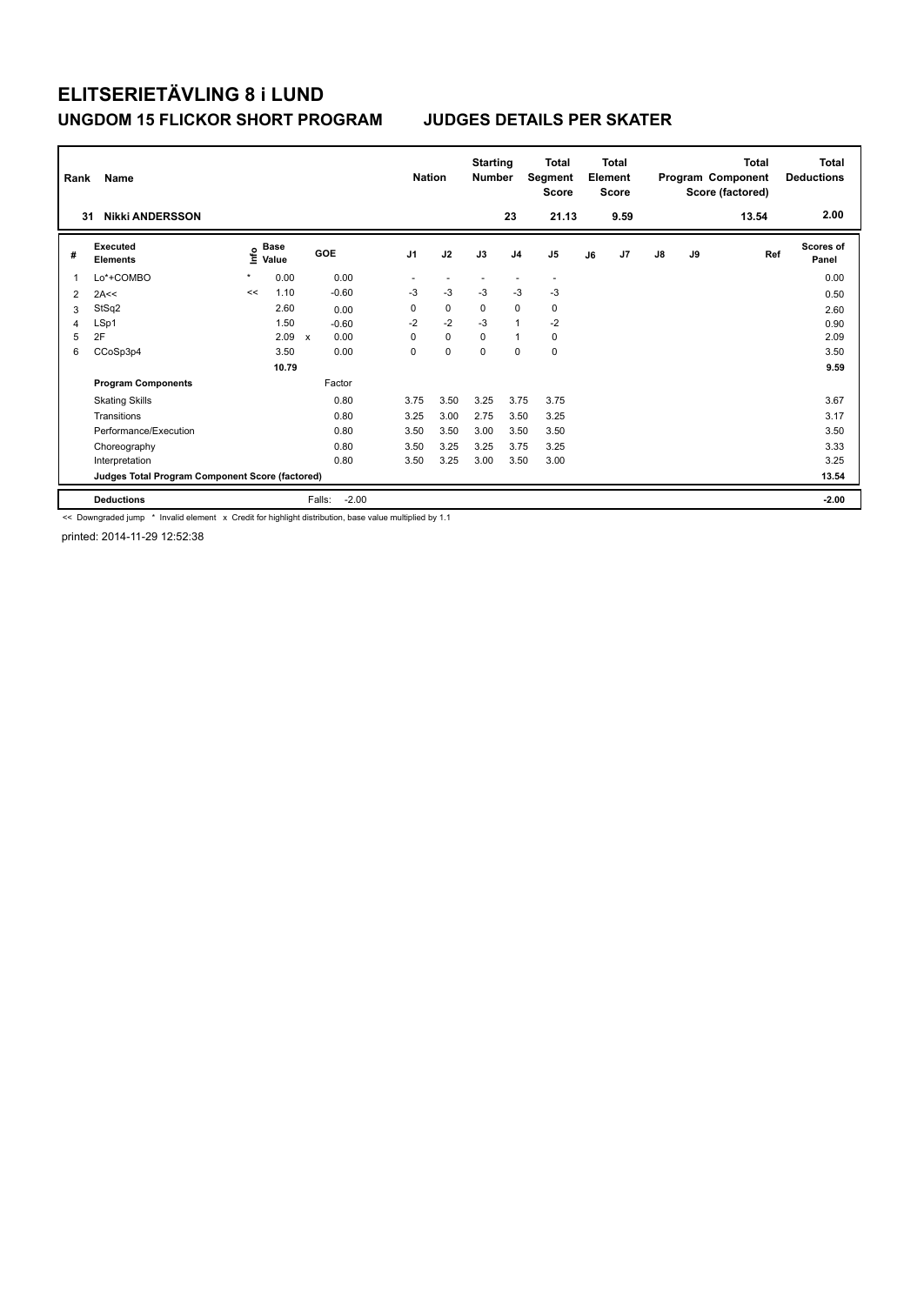# ELITSERIETÄVLING 8 i LUND

## UNGDOM 15 FLICKOR SHORT PROGRAM  JUDGES DETAILS PER SKATER

| Rank | Name | Nation | Starting Number | Total Segment Score | Total Element Score | Total Program Component Score (factored) | Total Deductions |
|---|---|---|---|---|---|---|---|
| 31 | Nikki ANDERSSON | | 23 | 21.13 | 9.59 | 13.54 | 2.00 |

| # | Executed Elements | Info | Base Value | | GOE | J1 | J2 | J3 | J4 | J5 | J6 | J7 | J8 | J9 | Ref | Scores of Panel |
|---|---|---|---|---|---|---|---|---|---|---|---|---|---|---|---|---|
| 1 | Lo*+COMBO | * | 0.00 | | 0.00 | - | - | - | - | - | | | | | | 0.00 |
| 2 | 2A<< | << | 1.10 | | -0.60 | -3 | -3 | -3 | -3 | -3 | | | | | | 0.50 |
| 3 | StSq2 | | 2.60 | | 0.00 | 0 | 0 | 0 | 0 | 0 | | | | | | 2.60 |
| 4 | LSp1 | | 1.50 | | -0.60 | -2 | -2 | -3 | 1 | -2 | | | | | | 0.90 |
| 5 | 2F | | 2.09 | x | 0.00 | 0 | 0 | 0 | 1 | 0 | | | | | | 2.09 |
| 6 | CCoSp3p4 | | 3.50 | | 0.00 | 0 | 0 | 0 | 0 | 0 | | | | | | 3.50 |
| | | | 10.79 | | | | | | | | | | | | | 9.59 |
| | **Program Components** | | | | Factor | | | | | | | | | | | |
| | Skating Skills | | | | 0.80 | 3.75 | 3.50 | 3.25 | 3.75 | 3.75 | | | | | | 3.67 |
| | Transitions | | | | 0.80 | 3.25 | 3.00 | 2.75 | 3.50 | 3.25 | | | | | | 3.17 |
| | Performance/Execution | | | | 0.80 | 3.50 | 3.50 | 3.00 | 3.50 | 3.50 | | | | | | 3.50 |
| | Choreography | | | | 0.80 | 3.50 | 3.25 | 3.25 | 3.75 | 3.25 | | | | | | 3.33 |
| | Interpretation | | | | 0.80 | 3.50 | 3.25 | 3.00 | 3.50 | 3.00 | | | | | | 3.25 |
| | **Judges Total Program Component Score (factored)** | | | | | | | | | | | | | | | 13.54 |
| | **Deductions** | | | | Falls: -2.00 | | | | | | | | | | | -2.00 |

<< Downgraded jump * Invalid element x Credit for highlight distribution, base value multiplied by 1.1

printed: 2014-11-29 12:52:38